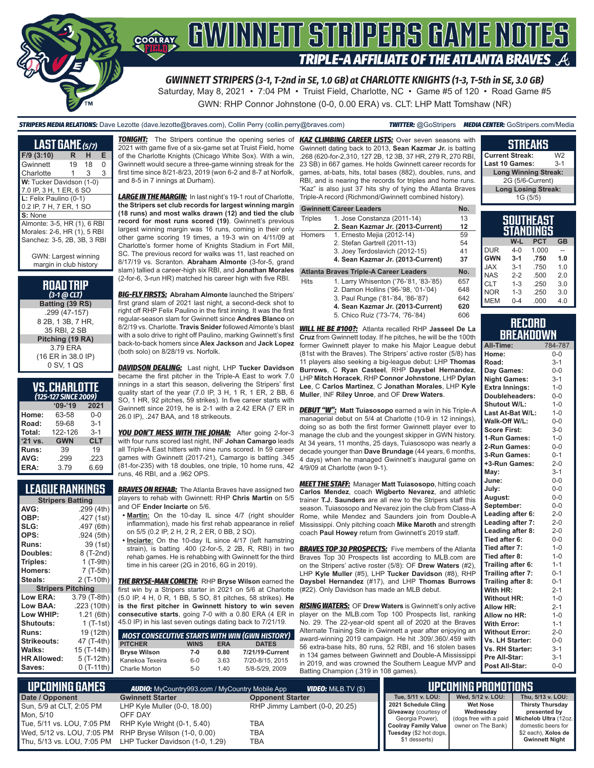# GWINNETT STRIPERS GAME NOTES

## TRIPLE-A AFFILIATE OF THE ATLANTA BRAVES

### GWINNETT STRIPERS (3-1, T-2nd in SE, 1.0 GB) at CHARLOTTE KNIGHTS (1-3, T-5th in SE, 3.0 GB)

Saturday, May 8, 2021 • 7:04 PM • Truist Field, Charlotte, NC • Game #5 of 120 • Road Game #5

GWN: RHP Connor Johnstone (0-0, 0.00 ERA) vs. CLT: LHP Matt Tomshaw (NR)

**STRIPERS MEDIA RELATIONS:** Dave Lezotte (dave.lezotte@braves.com), Collin Perry (collin.perry@braves.com) **TWITTER:** @GoStripers **MEDIA CENTER:** GoStripers.com/Media

## LAST GAME (5/7)

| F/9 (3:10) | R | H | E |
|---|---|---|---|
| Gwinnett | 19 | 18 | 0 |
| Charlotte | 1 | 3 | 3 |

**W:** Tucker Davidson (1-0)
7.0 IP, 3 H, 1 ER, 6 SO

**L:** Felix Paulino (0-1)
0.2 IP, 7 H, 7 ER, 1 SO

**S:** None

Almonte: 3-5, HR (1), 6 RBI
Morales: 2-6, HR (1), 5 RBI
Sanchez: 3-5, 2B, 3B, 3 RBI

GWN: Largest winning margin in club history

## ROAD TRIP (3-1 @ CLT)

**Batting (39 RS)**
.299 (47-157)
8 2B, 1 3B, 7 HR,
35 RBI, 2 SB

**Pitching (19 RA)**
3.79 ERA
(16 ER in 38.0 IP)
0 SV, 1 QS

## VS. CHARLOTTE (125-127 SINCE 2009)

| | '09-'19 | 2021 |
|---|---|---|
| Home: | 63-58 | 0-0 |
| Road: | 59-68 | 3-1 |
| Total: | 122-126 | 3-1 |
| '21 vs. | GWN | CLT |
| Runs: | 39 | 19 |
| AVG: | .299 | .223 |
| ERA: | 3.79 | 6.69 |

## LEAGUE RANKINGS

| Stripers Batting | |
|---|---|
| AVG: | .299 (4th) |
| OBP: | .427 (1st) |
| SLG: | .497 (6th) |
| OPS: | .924 (5th) |
| Runs: | 39 (1st) |
| Doubles: | 8 (T-2nd) |
| Triples: | 1 (T-9th) |
| Homers: | 7 (T-5th) |
| Steals: | 2 (T-10th) |
| **Stripers Pitching** | |
| Low ERA: | 3.79 (T-8th) |
| Low BAA: | .223 (10th) |
| Low WHIP: | 1.21 (6th) |
| Shutouts: | 1 (T-1st) |
| Runs: | 19 (12th) |
| Strikeouts: | 47 (T-4th) |
| Walks: | 15 (T-14th) |
| HR Allowed: | 5 (T-12th) |
| Saves: | 0 (T-11th) |

**TONIGHT:** The Stripers continue the opening series of 2021 with game five of a six-game set at Truist Field, home of the Charlotte Knights (Chicago White Sox). With a win, Gwinnett would secure a three-game winning streak for the first time since 8/21-8/23, 2019 (won 6-2 and 8-7 at Norfolk, and 8-5 in 7 innings at Durham).

**LARGE IN THE MARGIN:** In last night's 19-1 rout of Charlotte, **the Stripers set club records for largest winning margin (18 runs) and most walks drawn (12) and tied the club record for most runs scored (19).** Gwinnett's previous largest winning margin was 16 runs, coming in their only other game scoring 19 times, a 19-3 win on 4/11/09 at Charlotte's former home of Knights Stadium in Fort Mill, SC. The previous record for walks was 11, last reached on 8/17/19 vs. Scranton. **Abraham Almonte** (3-for-5, grand slam) tallied a career-high six RBI, and **Jonathan Morales** (2-for-6, 3-run HR) matched his career high with five RBI.

**BIG-FLY FIRSTS:** **Abraham Almonte** launched the Stripers' first grand slam of 2021 last night, a second-deck shot to right off RHP Felix Paulino in the first inning. It was the first regular-season slam for Gwinnett since **Andres Blanco** on 8/2/19 vs. Charlotte. **Travis Snider** followed Almonte's blast with a solo drive to right off Paulino, marking Gwinnett's first back-to-back homers since **Alex Jackson** and **Jack Lopez** (both solo) on 8/28/19 vs. Norfolk.

**DAVIDSON DEALING:** Last night, LHP **Tucker Davidson** became the first pitcher in the Triple-A East to work 7.0 innings in a start this season, delivering the Stripers' first quality start of the year (7.0 IP, 3 H, 1 R, 1 ER, 2 BB, 6 SO, 1 HR, 92 pitches, 59 strikes). In five career starts with Gwinnett since 2019, he is 2-1 with a 2.42 ERA (7 ER in 26.0 IP), .247 BAA, and 18 strikeouts.

**YOU DON'T MESS WITH THE JOHAN:** After going 2-for-3 with four runs scored last night, INF **Johan Camargo** leads all Triple-A East hitters with nine runs scored. In 59 career games with Gwinnett (2017-21), Camargo is batting .345 (81-for-235) with 18 doubles, one triple, 10 home runs, 42 runs, 46 RBI, and a .962 OPS.

**BRAVES ON REHAB:** The Atlanta Braves have assigned two players to rehab with Gwinnett: RHP **Chris Martin** on 5/5 and OF **Ender Inciarte** on 5/6.

- **Martin:** On the 10-day IL since 4/7 (right shoulder inflammation), made his first rehab appearance in relief on 5/5 (0.2 IP, 2 H, 2 R, 2 ER, 0 BB, 2 SO).
- **Inciarte:** On the 10-day IL since 4/17 (left hamstring strain), is batting .400 (2-for-5, 2 2B, R, RBI) in two rehab games. He is rehabbing with Gwinnett for the third time in his career (2G in 2016, 6G in 2019).

**THE BRYSE-MAN COMETH:** RHP **Bryse Wilson** earned the first win by a Stripers starter in 2021 on 5/6 at Charlotte (5.0 IP, 4 H, 0 R, 1 BB, 5 SO, 81 pitches, 58 strikes). **He is the first pitcher in Gwinnett history to win seven consecutive starts**, going 7-0 with a 0.80 ERA (4 ER in 45.0 IP) in his last seven outings dating back to 7/21/19.

**MOST CONSECUTIVE STARTS WITH WIN (GWN HISTORY)**

| PITCHER | WINS | ERA | DATES |
|---|---|---|---|
| Bryse Wilson | 7-0 | 0.80 | 7/21/19-Current |
| Kanekoa Texeira | 6-0 | 3.63 | 7/20-8/15, 2015 |
| Charlie Morton | 5-0 | 1.40 | 5/8-5/29, 2009 |

**KAZ CLIMBING CAREER LISTS:** Over seven seasons with Gwinnett dating back to 2013, **Sean Kazmar Jr.** is batting .268 (620-for-2,310, 127 2B, 12 3B, 37 HR, 279 R, 270 RBI, 23 SB) in 667 games. He holds Gwinnett career records for games, at-bats, hits, total bases (882), doubles, runs, and RBI, and is nearing the records for triples and home runs. "Kaz" is also just 37 hits shy of tying the Atlanta Braves Triple-A record (Richmond/Gwinnett combined history).

| Gwinnett Career Leaders | | No. |
|---|---|---|
| Triples | 1. Jose Constanza (2011-14) | 13 |
| | **2. Sean Kazmar Jr. (2013-Current)** | **12** |
| Homers | 1. Ernesto Mejia (2012-14) | 59 |
| | 2. Stefan Gartrell (2011-13) | 54 |
| | 3. Joey Terdoslavich (2012-15) | 41 |
| | **4. Sean Kazmar Jr. (2013-Current)** | **37** |
| **Atlanta Braves Triple-A Career Leaders** | | **No.** |
| Hits | 1. Larry Whisenton ('76-'81, '83-'85) | 657 |
| | 2. Damon Hollins ('96-'98, '01-'04) | 648 |
| | 3. Paul Runge ('81-'84, '86-'87) | 642 |
| | **4. Sean Kazmar Jr. (2013-Current)** | **620** |
| | 5. Chico Ruiz ('73-'74, '76-'84) | 606 |

**WILL HE BE #100?:** Atlanta recalled RHP **Jasseel De La Cruz** from Gwinnett today. If he pitches, he will be the 100th former Gwinnett player to make his Major League debut (81st with the Braves). The Stripers' active roster (5/8) has 11 players also seeking a big-league debut: LHP **Thomas Burrows**, C **Ryan Casteel**, RHP **Daysbel Hernandez**, LHP **Mitch Horacek**, RHP **Connor Johnstone**, LHP **Dylan Lee**, C **Carlos Martinez**, C **Jonathan Morales**, LHP **Kyle Muller**, INF **Riley Unroe**, and OF **Drew Waters**.

**DEBUT "W":** **Matt Tuiasosopo** earned a win in his Triple-A managerial debut on 5/4 at Charlotte (10-9 in 12 innings), doing so as both the first former Gwinnett player ever to manage the club and the youngest skipper in GWN history. At 34 years, 11 months, 25 days, Tuiasosopo was nearly a decade younger than **Dave Brundage** (44 years, 6 months, 4 days) when he managed Gwinnett's inaugural game on 4/9/09 at Charlotte (won 9-1).

**MEET THE STAFF:** Manager **Matt Tuiasosopo**, hitting coach **Carlos Mendez**, coach **Wigberto Nevarez**, and athletic trainer **T.J. Saunders** are all new to the Stripers staff this season. Tuiasosopo and Nevarez join the club from Class-A Rome, while Mendez and Saunders join from Double-A Mississippi. Only pitching coach **Mike Maroth** and strength coach **Paul Howey** return from Gwinnett's 2019 staff.

**BRAVES TOP 30 PROSPECTS:** Five members of the Atlanta Braves Top 30 Prospects list according to MLB.com are on the Stripers' active roster (5/8): OF **Drew Waters** (#2), LHP **Kyle Muller** (#5), LHP **Tucker Davidson** (#8), RHP **Daysbel Hernandez** (#17), and LHP **Thomas Burrows** (#22). Only Davidson has made an MLB debut.

**RISING WATERS:** OF **Drew Waters** is Gwinnett's only active player on the MLB.com Top 100 Prospects list, ranking No. 29. The 22-year-old spent all of 2020 at the Braves Alternate Training Site in Gwinnett a year after enjoying an award-winning 2019 campaign. He hit .309/.360/.459 with 56 extra-base hits, 80 runs, 52 RBI, and 16 stolen bases in 134 games between Gwinnett and Double-A Mississippi in 2019, and was crowned the Southern League MVP and Batting Champion (.319 in 108 games).

## STREAKS

| | |
|---|---|
| Current Streak: | W2 |
| Last 10 Games: | 3-1 |
| **Long Winning Streak:** | |
| 2G (5/6-Current) | |
| **Long Losing Streak:** | |
| 1G (5/5) | |

## SOUTHEAST STANDINGS

| | W-L | PCT | GB |
|---|---|---|---|
| DUR | 4-0 | 1.000 | -- |
| **GWN** | **3-1** | **.750** | **1.0** |
| JAX | 3-1 | .750 | 1.0 |
| NAS | 2-2 | .500 | 2.0 |
| CLT | 1-3 | .250 | 3.0 |
| NOR | 1-3 | .250 | 3.0 |
| MEM | 0-4 | .000 | 4.0 |

## RECORD BREAKDOWN

| | |
|---|---|
| All-Time: | 784-787 |
| Home: | 0-0 |
| Road: | 3-1 |
| Day Games: | 0-0 |
| Night Games: | 3-1 |
| Extra Innings: | 1-0 |
| Doubleheaders: | 0-0 |
| Shutout W/L: | 1-0 |
| Last At-Bat W/L: | 1-0 |
| Walk-Off W/L: | 0-0 |
| Score First: | 3-0 |
| 1-Run Games: | 1-0 |
| 2-Run Games: | 0-0 |
| 3-Run Games: | 0-1 |
| +3-Run Games: | 2-0 |
| May: | 3-1 |
| June: | 0-0 |
| July: | 0-0 |
| August: | 0-0 |
| September: | 0-0 |
| Leading after 6: | 2-0 |
| Leading after 7: | 2-0 |
| Leading after 8: | 2-0 |
| Tied after 6: | 0-0 |
| Tied after 7: | 1-0 |
| Tied after 8: | 1-0 |
| Trailing after 6: | 1-1 |
| Trailing after 7: | 0-1 |
| Trailing after 8: | 0-1 |
| With HR: | 2-1 |
| Without HR: | 1-0 |
| Allow HR: | 2-1 |
| Allow no HR: | 1-0 |
| With Error: | 1-1 |
| Without Error: | 2-0 |
| Vs. LH Starter: | 0-0 |
| Vs. RH Starter: | 3-1 |
| Pre All-Star: | 3-1 |
| Post All-Star: | 0-0 |

## UPCOMING GAMES

**AUDIO:** MyCountry993.com / MyCountry Mobile App **VIDEO:** MiLB.TV ($)

| Date / Opponent | Gwinnett Starter | Opponent Starter |
|---|---|---|
| Sun, 5/9 at CLT, 2:05 PM | LHP Kyle Muller (0-0, 18.00) | RHP Jimmy Lambert (0-0, 20.25) |
| Mon, 5/10 | OFF DAY | |
| Tue, 5/11 vs. LOU, 7:05 PM | RHP Kyle Wright (0-1, 5.40) | TBA |
| Wed, 5/12 vs. LOU, 7:05 PM | RHP Bryse Wilson (1-0, 0.00) | TBA |
| Thu, 5/13 vs. LOU, 7:05 PM | LHP Tucker Davidson (1-0, 1.29) | TBA |

## UPCOMING PROMOTIONS

| Tue, 5/11 v. LOU: | Wed, 5/12 v. LOU: | Thu, 5/13 v. LOU: |
|---|---|---|
| **2021 Schedule Cling Giveaway** (courtesy of Georgia Power), **Coolray Family Value Tuesday** ($2 hot dogs, $1 desserts) | **Wet Nose Wednesday** (dogs free with a paid owner on The Bank) | **Thirsty Thursday** presented by **Michelob Ultra** (12oz. domestic beers for $2 each), **Xolos de Gwinnett Night** |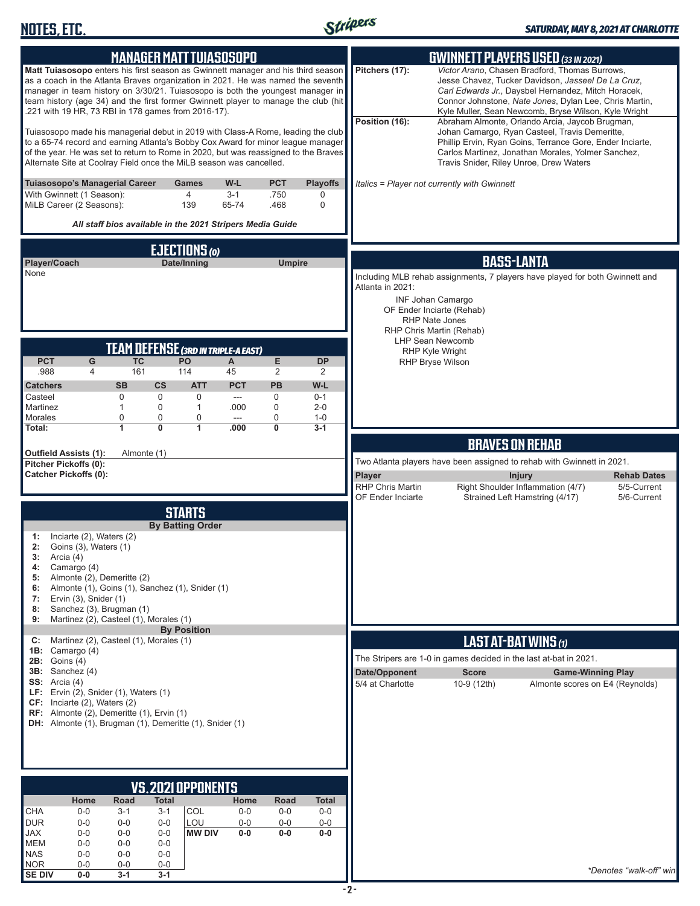## MANAGER MATT TUIASOSOPO

**Matt Tuiasosopo** enters his first season as Gwinnett manager and his third season as a coach in the Atlanta Braves organization in 2021. He was named the seventh manager in team history on 3/30/21. Tuiasosopo is both the youngest manager in team history (age 34) and the first former Gwinnett player to manage the club (hit .221 with 19 HR, 73 RBI in 178 games from 2016-17).

Tuiasosopo made his managerial debut in 2019 with Class-A Rome, leading the club to a 65-74 record and earning Atlanta's Bobby Cox Award for minor league manager of the year. He was set to return to Rome in 2020, but was reassigned to the Braves Alternate Site at Coolray Field once the MiLB season was cancelled.

| Tuiasosopo's Managerial Career | Games | W-L | PCT | Playoffs |
|---|---|---|---|---|
| With Gwinnett (1 Season): | 4 | 3-1 | .750 | 0 |
| MiLB Career (2 Seasons): | 139 | 65-74 | .468 | 0 |

***All staff bios available in the 2021 Stripers Media Guide***

## EJECTIONS (0)

| Player/Coach | Date/Inning | Umpire |
|---|---|---|
| None | | |

## TEAM DEFENSE (3RD IN TRIPLE-A EAST)

| PCT | G | TC | PO | A | E | DP |
|---|---|---|---|---|---|---|
| .988 | 4 | 161 | 114 | 45 | 2 | 2 |

| Catchers | SB | CS | ATT | PCT | PB | W-L |
|---|---|---|---|---|---|---|
| Casteel | 0 | 0 | 0 | --- | 0 | 0-1 |
| Martinez | 1 | 0 | 1 | .000 | 0 | 2-0 |
| Morales | 0 | 0 | 0 | --- | 0 | 1-0 |
| **Total:** | **1** | **0** | **1** | **.000** | **0** | **3-1** |

**Outfield Assists (1):** Almonte (1)
**Pitcher Pickoffs (0):**
**Catcher Pickoffs (0):**

## STARTS

**By Batting Order**

- **1:** Inciarte (2), Waters (2)
- **2:** Goins (3), Waters (1)
- **3:** Arcia (4)
- **4:** Camargo (4)
- **5:** Almonte (2), Demeritte (2)
- **6:** Almonte (1), Goins (1), Sanchez (1), Snider (1)
- **7:** Ervin (3), Snider (1)
- **8:** Sanchez (3), Brugman (1)
- **9:** Martinez (2), Casteel (1), Morales (1)

**By Position**

- **C:** Martinez (2), Casteel (1), Morales (1)
- **1B:** Camargo (4)
- **2B:** Goins (4)
- **3B:** Sanchez (4)
- **SS:** Arcia (4)
- **LF:** Ervin (2), Snider (1), Waters (1)
- **CF:** Inciarte (2), Waters (2)
- **RF:** Almonte (2), Demeritte (1), Ervin (1)
- **DH:** Almonte (1), Brugman (1), Demeritte (1), Snider (1)

## VS. 2021 OPPONENTS

| | Home | Road | Total | | Home | Road | Total |
|---|---|---|---|---|---|---|---|
| CHA | 0-0 | 3-1 | 3-1 | COL | 0-0 | 0-0 | 0-0 |
| DUR | 0-0 | 0-0 | 0-0 | LOU | 0-0 | 0-0 | 0-0 |
| JAX | 0-0 | 0-0 | 0-0 | **MW DIV** | **0-0** | **0-0** | **0-0** |
| MEM | 0-0 | 0-0 | 0-0 | | | | |
| NAS | 0-0 | 0-0 | 0-0 | | | | |
| NOR | 0-0 | 0-0 | 0-0 | | | | |
| **SE DIV** | **0-0** | **3-1** | **3-1** | | | | |

## GWINNETT PLAYERS USED (33 IN 2021)

**Pitchers (17):** *Victor Arano*, Chasen Bradford, Thomas Burrows, Jesse Chavez, Tucker Davidson, *Jasseel De La Cruz*, *Carl Edwards Jr.*, Daysbel Hernandez, Mitch Horacek, Connor Johnstone, *Nate Jones*, Dylan Lee, Chris Martin, Kyle Muller, Sean Newcomb, Bryse Wilson, Kyle Wright

**Position (16):** Abraham Almonte, Orlando Arcia, Jaycob Brugman, Johan Camargo, Ryan Casteel, Travis Demeritte, Phillip Ervin, Ryan Goins, Terrance Gore, Ender Inciarte, Carlos Martinez, Jonathan Morales, Yolmer Sanchez, Travis Snider, Riley Unroe, Drew Waters

*Italics = Player not currently with Gwinnett*

## BASS-LANTA

Including MLB rehab assignments, 7 players have played for both Gwinnett and Atlanta in 2021:

- INF Johan Camargo
- OF Ender Inciarte (Rehab)
- RHP Nate Jones
- RHP Chris Martin (Rehab)
- LHP Sean Newcomb
- RHP Kyle Wright
- RHP Bryse Wilson

## BRAVES ON REHAB

Two Atlanta players have been assigned to rehab with Gwinnett in 2021.

| Player | Injury | Rehab Dates |
|---|---|---|
| RHP Chris Martin | Right Shoulder Inflammation (4/7) | 5/5-Current |
| OF Ender Inciarte | Strained Left Hamstring (4/17) | 5/6-Current |

## LAST AT-BAT WINS (1)

The Stripers are 1-0 in games decided in the last at-bat in 2021.

| Date/Opponent | Score | Game-Winning Play |
|---|---|---|
| 5/4 at Charlotte | 10-9 (12th) | Almonte scores on E4 (Reynolds) |

*\*Denotes "walk-off" win*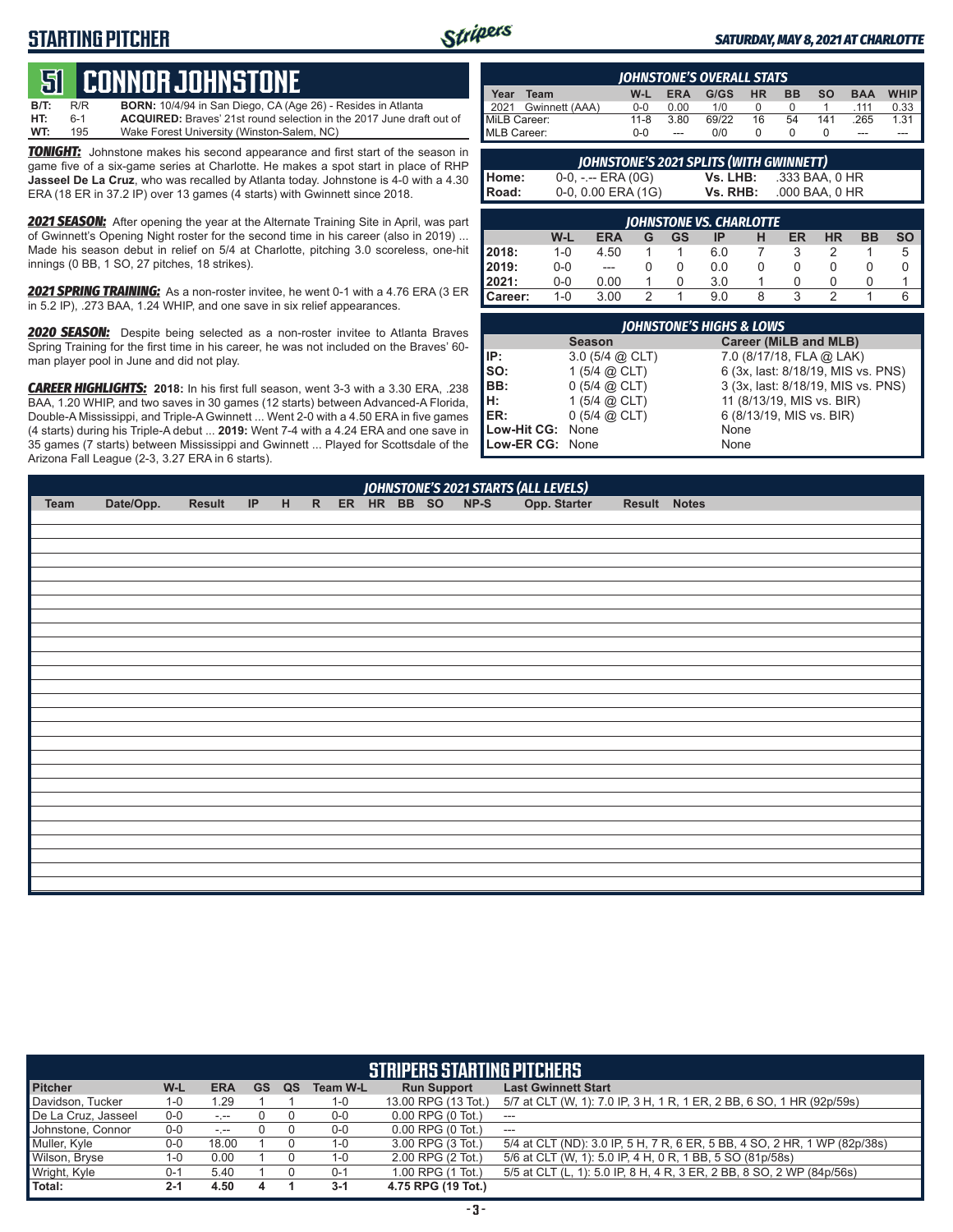# STARTING PITCHER

*SATURDAY, MAY 8, 2021 AT CHARLOTTE*

## 51 CONNOR JOHNSTONE

| | | |
|---|---|---|
| **B/T:** | R/R | **BORN:** 10/4/94 in San Diego, CA (Age 26) - Resides in Atlanta |
| **HT:** | 6-1 | **ACQUIRED:** Braves' 21st round selection in the 2017 June draft out of |
| **WT:** | 195 | Wake Forest University (Winston-Salem, NC) |

***TONIGHT:*** Johnstone makes his second appearance and first start of the season in game five of a six-game series at Charlotte. He makes a spot start in place of RHP **Jasseel De La Cruz**, who was recalled by Atlanta today. Johnstone is 4-0 with a 4.30 ERA (18 ER in 37.2 IP) over 13 games (4 starts) with Gwinnett since 2018.

***2021 SEASON:*** After opening the year at the Alternate Training Site in April, was part of Gwinnett's Opening Night roster for the second time in his career (also in 2019) ... Made his season debut in relief on 5/4 at Charlotte, pitching 3.0 scoreless, one-hit innings (0 BB, 1 SO, 27 pitches, 18 strikes).

***2021 SPRING TRAINING:*** As a non-roster invitee, he went 0-1 with a 4.76 ERA (3 ER in 5.2 IP), .273 BAA, 1.24 WHIP, and one save in six relief appearances.

***2020 SEASON:*** Despite being selected as a non-roster invitee to Atlanta Braves Spring Training for the first time in his career, he was not included on the Braves' 60-man player pool in June and did not play.

***CAREER HIGHLIGHTS:*** **2018:** In his first full season, went 3-3 with a 3.30 ERA, .238 BAA, 1.20 WHIP, and two saves in 30 games (12 starts) between Advanced-A Florida, Double-A Mississippi, and Triple-A Gwinnett ... Went 2-0 with a 4.50 ERA in five games (4 starts) during his Triple-A debut ... **2019:** Went 7-4 with a 4.24 ERA and one save in 35 games (7 starts) between Mississippi and Gwinnett ... Played for Scottsdale of the Arizona Fall League (2-3, 3.27 ERA in 6 starts).

### JOHNSTONE'S OVERALL STATS

| Year | Team | W-L | ERA | G/GS | HR | BB | SO | BAA | WHIP |
|---|---|---|---|---|---|---|---|---|---|
| 2021 | Gwinnett (AAA) | 0-0 | 0.00 | 1/0 | 0 | 0 | 1 | .111 | 0.33 |
| MiLB Career: | | 11-8 | 3.80 | 69/22 | 16 | 54 | 141 | .265 | 1.31 |
| MLB Career: | | 0-0 | --- | 0/0 | 0 | 0 | 0 | --- | --- |

### JOHNSTONE'S 2021 SPLITS (WITH GWINNETT)

| | | | |
|---|---|---|---|
| **Home:** | 0-0, -.-- ERA (0G) | **Vs. LHB:** | .333 BAA, 0 HR |
| **Road:** | 0-0, 0.00 ERA (1G) | **Vs. RHB:** | .000 BAA, 0 HR |

### JOHNSTONE VS. CHARLOTTE

| | W-L | ERA | G | GS | IP | H | ER | HR | BB | SO |
|---|---|---|---|---|---|---|---|---|---|---|
| **2018:** | 1-0 | 4.50 | 1 | 1 | 6.0 | 7 | 3 | 2 | 1 | 5 |
| **2019:** | 0-0 | --- | 0 | 0 | 0.0 | 0 | 0 | 0 | 0 | 0 |
| **2021:** | 0-0 | 0.00 | 1 | 0 | 3.0 | 1 | 0 | 0 | 0 | 1 |
| **Career:** | 1-0 | 3.00 | 2 | 1 | 9.0 | 8 | 3 | 2 | 1 | 6 |

### JOHNSTONE'S HIGHS & LOWS

| | Season | Career (MiLB and MLB) |
|---|---|---|
| **IP:** | 3.0 (5/4 @ CLT) | 7.0 (8/17/18, FLA @ LAK) |
| **SO:** | 1 (5/4 @ CLT) | 6 (3x, last: 8/18/19, MIS vs. PNS) |
| **BB:** | 0 (5/4 @ CLT) | 3 (3x, last: 8/18/19, MIS vs. PNS) |
| **H:** | 1 (5/4 @ CLT) | 11 (8/13/19, MIS vs. BIR) |
| **ER:** | 0 (5/4 @ CLT) | 6 (8/13/19, MIS vs. BIR) |
| **Low-Hit CG:** | None | None |
| **Low-ER CG:** | None | None |

### JOHNSTONE'S 2021 STARTS (ALL LEVELS)

| Team | Date/Opp. | Result | IP | H | R | ER | HR | BB | SO | NP-S | Opp. Starter | Result | Notes |
|---|---|---|---|---|---|---|---|---|---|---|---|---|---|

### STRIPERS STARTING PITCHERS

| Pitcher | W-L | ERA | GS | QS | Team W-L | Run Support | Last Gwinnett Start |
|---|---|---|---|---|---|---|---|
| Davidson, Tucker | 1-0 | 1.29 | 1 | 1 | 1-0 | 13.00 RPG (13 Tot.) | 5/7 at CLT (W, 1): 7.0 IP, 3 H, 1 R, 1 ER, 2 BB, 6 SO, 1 HR (92p/59s) |
| De La Cruz, Jasseel | 0-0 | -.-- | 0 | 0 | 0-0 | 0.00 RPG (0 Tot.) | --- |
| Johnstone, Connor | 0-0 | -.-- | 0 | 0 | 0-0 | 0.00 RPG (0 Tot.) | --- |
| Muller, Kyle | 0-0 | 18.00 | 1 | 0 | 1-0 | 3.00 RPG (3 Tot.) | 5/4 at CLT (ND): 3.0 IP, 5 H, 7 R, 6 ER, 5 BB, 4 SO, 2 HR, 1 WP (82p/38s) |
| Wilson, Bryse | 1-0 | 0.00 | 1 | 0 | 1-0 | 2.00 RPG (2 Tot.) | 5/6 at CLT (W, 1): 5.0 IP, 4 H, 0 R, 1 BB, 5 SO (81p/58s) |
| Wright, Kyle | 0-1 | 5.40 | 1 | 0 | 0-1 | 1.00 RPG (1 Tot.) | 5/5 at CLT (L, 1): 5.0 IP, 8 H, 4 R, 3 ER, 2 BB, 8 SO, 2 WP (84p/56s) |
| **Total:** | **2-1** | **4.50** | **4** | **1** | **3-1** | **4.75 RPG (19 Tot.)** | |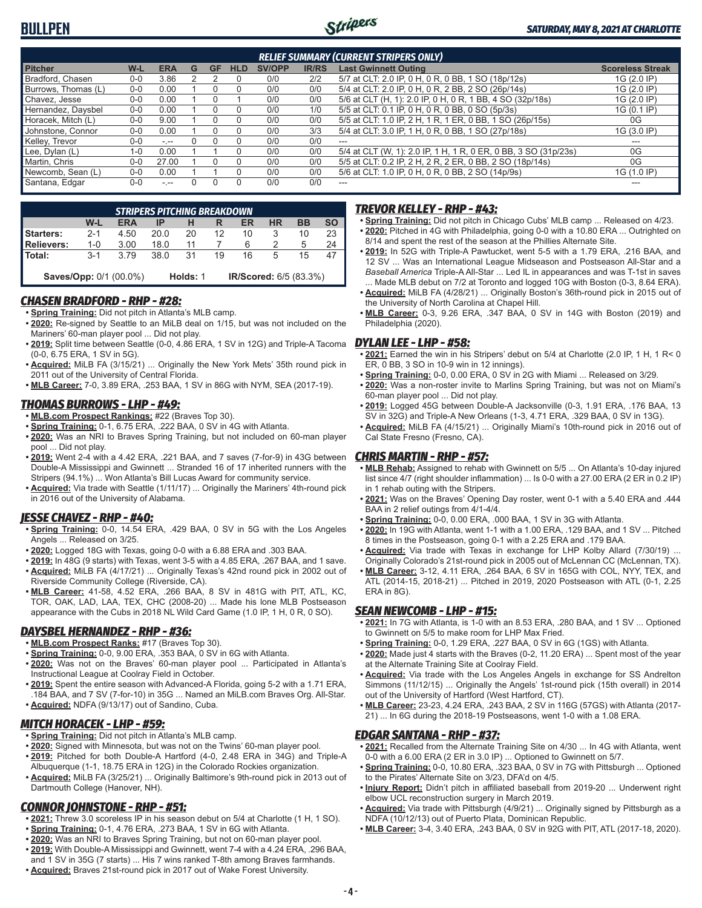## BULLPEN

*SATURDAY, MAY 8, 2021 AT CHARLOTTE*

| RELIEF SUMMARY (CURRENT STRIPERS ONLY) | | | | | | | | | |
|---|---|---|---|---|---|---|---|---|---|
| **Pitcher** | **W-L** | **ERA** | **G** | **GF** | **HLD** | **SV/OPP** | **IR/RS** | **Last Gwinnett Outing** | **Scoreless Streak** |
| Bradford, Chasen | 0-0 | 3.86 | 2 | 2 | 0 | 0/0 | 2/2 | 5/7 at CLT: 2.0 IP, 0 H, 0 R, 0 BB, 1 SO (18p/12s) | 1G (2.0 IP) |
| Burrows, Thomas (L) | 0-0 | 0.00 | 1 | 0 | 0 | 0/0 | 0/0 | 5/4 at CLT: 2.0 IP, 0 H, 0 R, 2 BB, 2 SO (26p/14s) | 1G (2.0 IP) |
| Chavez, Jesse | 0-0 | 0.00 | 1 | 0 | 1 | 0/0 | 0/0 | 5/6 at CLT (H, 1): 2.0 IP, 0 H, 0 R, 1 BB, 4 SO (32p/18s) | 1G (2.0 IP) |
| Hernandez, Daysbel | 0-0 | 0.00 | 1 | 0 | 0 | 0/0 | 1/0 | 5/5 at CLT: 0.1 IP, 0 H, 0 R, 0 BB, 0 SO (5p/3s) | 1G (0.1 IP) |
| Horacek, Mitch (L) | 0-0 | 9.00 | 1 | 0 | 0 | 0/0 | 0/0 | 5/5 at CLT: 1.0 IP, 2 H, 1 R, 1 ER, 0 BB, 1 SO (26p/15s) | 0G |
| Johnstone, Connor | 0-0 | 0.00 | 1 | 0 | 0 | 0/0 | 3/3 | 5/4 at CLT: 3.0 IP, 1 H, 0 R, 0 BB, 1 SO (27p/18s) | 1G (3.0 IP) |
| Kelley, Trevor | 0-0 | -.-- | 0 | 0 | 0 | 0/0 | 0/0 | --- | --- |
| Lee, Dylan (L) | 1-0 | 0.00 | 1 | 1 | 0 | 0/0 | 0/0 | 5/4 at CLT (W, 1): 2.0 IP, 1 H, 1 R, 0 ER, 0 BB, 3 SO (31p/23s) | 0G |
| Martin, Chris | 0-0 | 27.00 | 1 | 0 | 0 | 0/0 | 0/0 | 5/5 at CLT: 0.2 IP, 2 H, 2 R, 2 ER, 0 BB, 2 SO (18p/14s) | 0G |
| Newcomb, Sean (L) | 0-0 | 0.00 | 1 | 1 | 0 | 0/0 | 0/0 | 5/6 at CLT: 1.0 IP, 0 H, 0 R, 0 BB, 2 SO (14p/9s) | 1G (1.0 IP) |
| Santana, Edgar | 0-0 | -.-- | 0 | 0 | 0 | 0/0 | 0/0 | --- | --- |

| STRIPERS PITCHING BREAKDOWN | | | | | | | | |
|---|---|---|---|---|---|---|---|---|
| | **W-L** | **ERA** | **IP** | **H** | **R** | **ER** | **HR** | **BB** | **SO** |
| **Starters:** | 2-1 | 4.50 | 20.0 | 20 | 12 | 10 | 3 | 10 | 23 |
| **Relievers:** | 1-0 | 3.00 | 18.0 | 11 | 7 | 6 | 2 | 5 | 24 |
| **Total:** | 3-1 | 3.79 | 38.0 | 31 | 19 | 16 | 5 | 15 | 47 |

**Saves/Opp:** 0/1 (00.0%) **Holds:** 1 **IR/Scored:** 6/5 (83.3%)

### CHASEN BRADFORD - RHP - #28:
- **Spring Training:** Did not pitch in Atlanta's MLB camp.
- **2020:** Re-signed by Seattle to an MiLB deal on 1/15, but was not included on the Mariners' 60-man player pool ... Did not play.
- **2019:** Split time between Seattle (0-0, 4.86 ERA, 1 SV in 12G) and Triple-A Tacoma (0-0, 6.75 ERA, 1 SV in 5G).
- **Acquired:** MiLB FA (3/15/21) ... Originally the New York Mets' 35th round pick in 2011 out of the University of Central Florida.
- **MLB Career:** 7-0, 3.89 ERA, .253 BAA, 1 SV in 86G with NYM, SEA (2017-19).

### THOMAS BURROWS - LHP - #49:
- **MLB.com Prospect Rankings:** #22 (Braves Top 30).
- **Spring Training:** 0-1, 6.75 ERA, .222 BAA, 0 SV in 4G with Atlanta.
- **2020:** Was an NRI to Braves Spring Training, but not included on 60-man player pool ... Did not play.
- **2019:** Went 2-4 with a 4.42 ERA, .221 BAA, and 7 saves (7-for-9) in 43G between Double-A Mississippi and Gwinnett ... Stranded 16 of 17 inherited runners with the Stripers (94.1%) ... Won Atlanta's Bill Lucas Award for community service.
- **Acquired:** Via trade with Seattle (1/11/17) ... Originally the Mariners' 4th-round pick in 2016 out of the University of Alabama.

### JESSE CHAVEZ - RHP - #40:
- **Spring Training:** 0-0, 14.54 ERA, .429 BAA, 0 SV in 5G with the Los Angeles Angels ... Released on 3/25.
- **2020:** Logged 18G with Texas, going 0-0 with a 6.88 ERA and .303 BAA.
- **2019:** In 48G (9 starts) with Texas, went 3-5 with a 4.85 ERA, .267 BAA, and 1 save.
- **Acquired:** MiLB FA (4/17/21) ... Originally Texas's 42nd round pick in 2002 out of Riverside Community College (Riverside, CA).
- **MLB Career:** 41-58, 4.52 ERA, .266 BAA, 8 SV in 481G with PIT, ATL, KC, TOR, OAK, LAD, LAA, TEX, CHC (2008-20) ... Made his lone MLB Postseason appearance with the Cubs in 2018 NL Wild Card Game (1.0 IP, 1 H, 0 R, 0 SO).

### DAYSBEL HERNANDEZ - RHP - #36:
- **MLB.com Prospect Ranks:** #17 (Braves Top 30).
- **Spring Training:** 0-0, 9.00 ERA, .353 BAA, 0 SV in 6G with Atlanta.
- **2020:** Was not on the Braves' 60-man player pool ... Participated in Atlanta's Instructional League at Coolray Field in October.
- **2019:** Spent the entire season with Advanced-A Florida, going 5-2 with a 1.71 ERA, .184 BAA, and 7 SV (7-for-10) in 35G ... Named an MiLB.com Braves Org. All-Star.
- **Acquired:** NDFA (9/13/17) out of Sandino, Cuba.

### MITCH HORACEK - LHP - #59:
- **Spring Training:** Did not pitch in Atlanta's MLB camp.
- **2020:** Signed with Minnesota, but was not on the Twins' 60-man player pool.
- **2019:** Pitched for both Double-A Hartford (4-0, 2.48 ERA in 34G) and Triple-A Albuquerque (1-1, 18.75 ERA in 12G) in the Colorado Rockies organization.
- **Acquired:** MiLB FA (3/25/21) ... Originally Baltimore's 9th-round pick in 2013 out of Dartmouth College (Hanover, NH).

### CONNOR JOHNSTONE - RHP - #51:
- **2021:** Threw 3.0 scoreless IP in his season debut on 5/4 at Charlotte (1 H, 1 SO).
- **Spring Training:** 0-1, 4.76 ERA, .273 BAA, 1 SV in 6G with Atlanta.
- **2020:** Was an NRI to Braves Spring Training, but not on 60-man player pool.
- **2019:** With Double-A Mississippi and Gwinnett, went 7-4 with a 4.24 ERA, .296 BAA, and 1 SV in 35G (7 starts) ... His 7 wins ranked T-8th among Braves farmhands.
- **Acquired:** Braves 21st-round pick in 2017 out of Wake Forest University.

### TREVOR KELLEY - RHP - #43:
- **Spring Training:** Did not pitch in Chicago Cubs' MLB camp ... Released on 4/23.
- **2020:** Pitched in 4G with Philadelphia, going 0-0 with a 10.80 ERA ... Outrighted on 8/14 and spent the rest of the season at the Phillies Alternate Site.
- **2019:** In 52G with Triple-A Pawtucket, went 5-5 with a 1.79 ERA, .216 BAA, and 12 SV ... Was an International League Midseason and Postseason All-Star and a *Baseball America* Triple-A All-Star ... Led IL in appearances and was T-1st in saves ... Made MLB debut on 7/2 at Toronto and logged 10G with Boston (0-3, 8.64 ERA).
- **Acquired:** MiLB FA (4/28/21) ... Originally Boston's 36th-round pick in 2015 out of the University of North Carolina at Chapel Hill.
- **MLB Career:** 0-3, 9.26 ERA, .347 BAA, 0 SV in 14G with Boston (2019) and Philadelphia (2020).

### DYLAN LEE - LHP - #58:
- **2021:** Earned the win in his Stripers' debut on 5/4 at Charlotte (2.0 IP, 1 H, 1 R< 0 ER, 0 BB, 3 SO in 10-9 win in 12 innings).
- **Spring Training:** 0-0, 0.00 ERA, 0 SV in 2G with Miami ... Released on 3/29.
- **2020:** Was a non-roster invite to Marlins Spring Training, but was not on Miami's 60-man player pool ... Did not play.
- **2019:** Logged 45G between Double-A Jacksonville (0-3, 1.91 ERA, .176 BAA, 13 SV in 32G) and Triple-A New Orleans (1-3, 4.71 ERA, .329 BAA, 0 SV in 13G).
- **Acquired:** MiLB FA (4/15/21) ... Originally Miami's 10th-round pick in 2016 out of Cal State Fresno (Fresno, CA).

### CHRIS MARTIN - RHP - #57:
- **MLB Rehab:** Assigned to rehab with Gwinnett on 5/5 ... On Atlanta's 10-day injured list since 4/7 (right shoulder inflammation) ... Is 0-0 with a 27.00 ERA (2 ER in 0.2 IP) in 1 rehab outing with the Stripers.
- **2021:** Was on the Braves' Opening Day roster, went 0-1 with a 5.40 ERA and .444 BAA in 2 relief outings from 4/1-4/4.
- **Spring Training:** 0-0, 0.00 ERA, .000 BAA, 1 SV in 3G with Atlanta.
- **2020:** In 19G with Atlanta, went 1-1 with a 1.00 ERA, .129 BAA, and 1 SV ... Pitched 8 times in the Postseason, going 0-1 with a 2.25 ERA and .179 BAA.
- **Acquired:** Via trade with Texas in exchange for LHP Kolby Allard (7/30/19) ... Originally Colorado's 21st-round pick in 2005 out of McLennan CC (McLennan, TX).
- **MLB Career:** 3-12, 4.11 ERA, .264 BAA, 6 SV in 165G with COL, NYY, TEX, and ATL (2014-15, 2018-21) ... Pitched in 2019, 2020 Postseason with ATL (0-1, 2.25 ERA in 8G).

### SEAN NEWCOMB - LHP - #15:
- **2021:** In 7G with Atlanta, is 1-0 with an 8.53 ERA, .280 BAA, and 1 SV ... Optioned to Gwinnett on 5/5 to make room for LHP Max Fried.
- **Spring Training:** 0-0, 1.29 ERA, .227 BAA, 0 SV in 6G (1GS) with Atlanta.
- **2020:** Made just 4 starts with the Braves (0-2, 11.20 ERA) ... Spent most of the year at the Alternate Training Site at Coolray Field.
- **Acquired:** Via trade with the Los Angeles Angels in exchange for SS Andrelton Simmons (11/12/15) ... Originally the Angels' 1st-round pick (15th overall) in 2014 out of the University of Hartford (West Hartford, CT).
- **MLB Career:** 23-23, 4.24 ERA, .243 BAA, 2 SV in 116G (57GS) with Atlanta (2017-21) ... In 6G during the 2018-19 Postseasons, went 1-0 with a 1.08 ERA.

### EDGAR SANTANA - RHP - #37:
- **2021:** Recalled from the Alternate Training Site on 4/30 ... In 4G with Atlanta, went 0-0 with a 6.00 ERA (2 ER in 3.0 IP) ... Optioned to Gwinnett on 5/7.
- **Spring Training:** 0-0, 10.80 ERA, .323 BAA, 0 SV in 7G with Pittsburgh ... Optioned to the Pirates' Alternate Site on 3/23, DFA'd on 4/5.
- **Injury Report:** Didn't pitch in affiliated baseball from 2019-20 ... Underwent right elbow UCL reconstruction surgery in March 2019.
- **Acquired:** Via trade with Pittsburgh (4/9/21) ... Originally signed by Pittsburgh as a NDFA (10/12/13) out of Puerto Plata, Dominican Republic.
- **MLB Career:** 3-4, 3.40 ERA, .243 BAA, 0 SV in 92G with PIT, ATL (2017-18, 2020).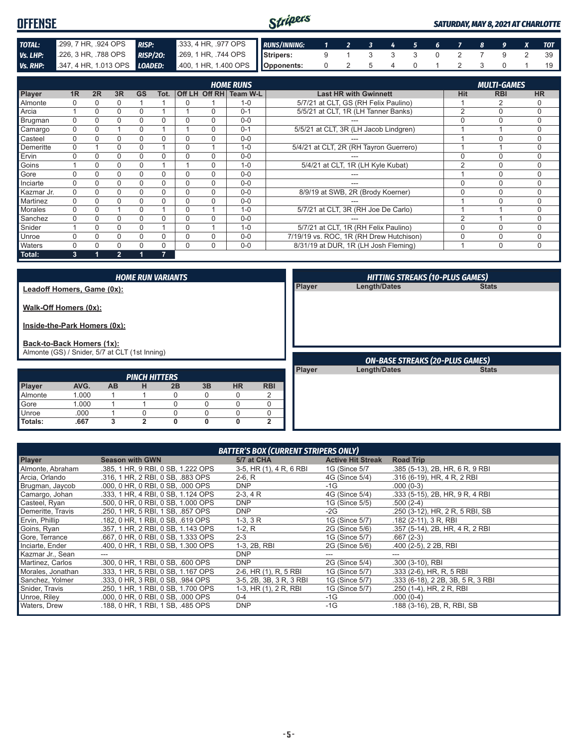# OFFENSE

*SATURDAY, MAY 8, 2021 AT CHARLOTTE*

| | | | |
|---|---|---|---|
| **TOTAL:** | .299, 7 HR, .924 OPS | **RISP:** | .333, 4 HR, .977 OPS |
| **Vs. LHP:** | .226, 3 HR, .788 OPS | **RISP/2O:** | .269, 1 HR, .744 OPS |
| **Vs. RHP:** | .347, 4 HR, 1.013 OPS | **LOADED:** | .400, 1 HR, 1.400 OPS |

| RUNS/INNING: | 1 | 2 | 3 | 4 | 5 | 6 | 7 | 8 | 9 | X | TOT |
|---|---|---|---|---|---|---|---|---|---|---|---|
| Stripers: | 9 | 1 | 3 | 3 | 3 | 0 | 2 | 7 | 9 | 2 | 39 |
| Opponents: | 0 | 2 | 5 | 4 | 0 | 1 | 2 | 3 | 0 | 1 | 19 |

## HOME RUNS / MULTI-GAMES

| Player | 1R | 2R | 3R | GS | Tot. | Off LH | Off RH | Team W-L | Last HR with Gwinnett | Hit | RBI | HR |
|---|---|---|---|---|---|---|---|---|---|---|---|---|
| Almonte | 0 | 0 | 0 | 1 | 1 | 0 | 1 | 1-0 | 5/7/21 at CLT, GS (RH Felix Paulino) | 1 | 2 | 0 |
| Arcia | 1 | 0 | 0 | 0 | 1 | 1 | 0 | 0-1 | 5/5/21 at CLT, 1R (LH Tanner Banks) | 2 | 0 | 0 |
| Brugman | 0 | 0 | 0 | 0 | 0 | 0 | 0 | 0-0 | --- | 0 | 0 | 0 |
| Camargo | 0 | 0 | 1 | 0 | 1 | 1 | 0 | 0-1 | 5/5/21 at CLT, 3R (LH Jacob Lindgren) | 1 | 1 | 0 |
| Casteel | 0 | 0 | 0 | 0 | 0 | 0 | 0 | 0-0 | --- | 1 | 0 | 0 |
| Demeritte | 0 | 1 | 0 | 0 | 1 | 0 | 1 | 1-0 | 5/4/21 at CLT, 2R (RH Tayron Guerrero) | 1 | 1 | 0 |
| Ervin | 0 | 0 | 0 | 0 | 0 | 0 | 0 | 0-0 | --- | 0 | 0 | 0 |
| Goins | 1 | 0 | 0 | 0 | 1 | 1 | 0 | 1-0 | 5/4/21 at CLT, 1R (LH Kyle Kubat) | 2 | 0 | 0 |
| Gore | 0 | 0 | 0 | 0 | 0 | 0 | 0 | 0-0 | --- | 1 | 0 | 0 |
| Inciarte | 0 | 0 | 0 | 0 | 0 | 0 | 0 | 0-0 | --- | 0 | 0 | 0 |
| Kazmar Jr. | 0 | 0 | 0 | 0 | 0 | 0 | 0 | 0-0 | 8/9/19 at SWB, 2R (Brody Koerner) | 0 | 0 | 0 |
| Martinez | 0 | 0 | 0 | 0 | 0 | 0 | 0 | 0-0 | --- | 1 | 0 | 0 |
| Morales | 0 | 0 | 1 | 0 | 1 | 0 | 1 | 1-0 | 5/7/21 at CLT, 3R (RH Joe De Carlo) | 1 | 1 | 0 |
| Sanchez | 0 | 0 | 0 | 0 | 0 | 0 | 0 | 0-0 | --- | 2 | 1 | 0 |
| Snider | 1 | 0 | 0 | 0 | 1 | 0 | 1 | 1-0 | 5/7/21 at CLT, 1R (RH Felix Paulino) | 0 | 0 | 0 |
| Unroe | 0 | 0 | 0 | 0 | 0 | 0 | 0 | 0-0 | 7/19/19 vs. ROC, 1R (RH Drew Hutchison) | 0 | 0 | 0 |
| Waters | 0 | 0 | 0 | 0 | 0 | 0 | 0 | 0-0 | 8/31/19 at DUR, 1R (LH Josh Fleming) | 1 | 0 | 0 |
| **Total:** | **3** | **1** | **2** | **1** | **7** | | | | | | | |

## HOME RUN VARIANTS

**Leadoff Homers, Game (0x):**

**Walk-Off Homers (0x):**

**Inside-the-Park Homers (0x):**

**Back-to-Back Homers (1x):**
Almonte (GS) / Snider, 5/7 at CLT (1st Inning)

## HITTING STREAKS (10-PLUS GAMES)

| Player | Length/Dates | Stats |
|---|---|---|

## ON-BASE STREAKS (20-PLUS GAMES)

| Player | Length/Dates | Stats |
|---|---|---|

## PINCH HITTERS

| Player | AVG. | AB | H | 2B | 3B | HR | RBI |
|---|---|---|---|---|---|---|---|
| Almonte | 1.000 | 1 | 1 | 0 | 0 | 0 | 2 |
| Gore | 1.000 | 1 | 1 | 0 | 0 | 0 | 0 |
| Unroe | .000 | 1 | 0 | 0 | 0 | 0 | 0 |
| **Totals:** | **.667** | **3** | **2** | **0** | **0** | **0** | **2** |

## BATTER'S BOX (CURRENT STRIPERS ONLY)

| Player | Season with GWN | 5/7 at CHA | Active Hit Streak | Road Trip |
|---|---|---|---|---|
| Almonte, Abraham | .385, 1 HR, 9 RBI, 0 SB, 1.222 OPS | 3-5, HR (1), 4 R, 6 RBI | 1G (Since 5/7 | .385 (5-13), 2B, HR, 6 R, 9 RBI |
| Arcia, Orlando | .316, 1 HR, 2 RBI, 0 SB, .883 OPS | 2-6, R | 4G (Since 5/4) | .316 (6-19), HR, 4 R, 2 RBI |
| Brugman, Jaycob | .000, 0 HR, 0 RBI, 0 SB, .000 OPS | DNP | -1G | .000 (0-3) |
| Camargo, Johan | .333, 1 HR, 4 RBI, 0 SB, 1.124 OPS | 2-3, 4 R | 4G (Since 5/4) | .333 (5-15), 2B, HR, 9 R, 4 RBI |
| Casteel, Ryan | .500, 0 HR, 0 RBI, 0 SB, 1.000 OPS | DNP | 1G (Since 5/5) | .500 (2-4) |
| Demeritte, Travis | .250, 1 HR, 5 RBI, 1 SB, .857 OPS | DNP | -2G | .250 (3-12), HR, 2 R, 5 RBI, SB |
| Ervin, Phillip | .182, 0 HR, 1 RBI, 0 SB, .619 OPS | 1-3, 3 R | 1G (Since 5/7) | .182 (2-11), 3 R, RBI |
| Goins, Ryan | .357, 1 HR, 2 RBI, 0 SB, 1.143 OPS | 1-2, R | 2G (Since 5/6) | .357 (5-14), 2B, HR, 4 R, 2 RBI |
| Gore, Terrance | .667, 0 HR, 0 RBI, 0 SB, 1.333 OPS | 2-3 | 1G (Since 5/7) | .667 (2-3) |
| Inciarte, Ender | .400, 0 HR, 1 RBI, 0 SB, 1.300 OPS | 1-3, 2B, RBI | 2G (Since 5/6) | .400 (2-5), 2 2B, RBI |
| Kazmar Jr., Sean | --- | DNP | --- | --- |
| Martinez, Carlos | .300, 0 HR, 1 RBI, 0 SB, .600 OPS | DNP | 2G (Since 5/4) | .300 (3-10), RBI |
| Morales, Jonathan | .333, 1 HR, 5 RBI, 0 SB, 1.167 OPS | 2-6, HR (1), R, 5 RBI | 1G (Since 5/7) | .333 (2-6), HR, R, 5 RBI |
| Sanchez, Yolmer | .333, 0 HR, 3 RBI, 0 SB, .984 OPS | 3-5, 2B, 3B, 3 R, 3 RBI | 1G (Since 5/7) | .333 (6-18), 2 2B, 3B, 5 R, 3 RBI |
| Snider, Travis | .250, 1 HR, 1 RBI, 0 SB, 1.700 OPS | 1-3, HR (1), 2 R, RBI | 1G (Since 5/7) | .250 (1-4), HR, 2 R, RBI |
| Unroe, Riley | .000, 0 HR, 0 RBI, 0 SB, .000 OPS | 0-4 | -1G | .000 (0-4) |
| Waters, Drew | .188, 0 HR, 1 RBI, 1 SB, .485 OPS | DNP | -1G | .188 (3-16), 2B, R, RBI, SB |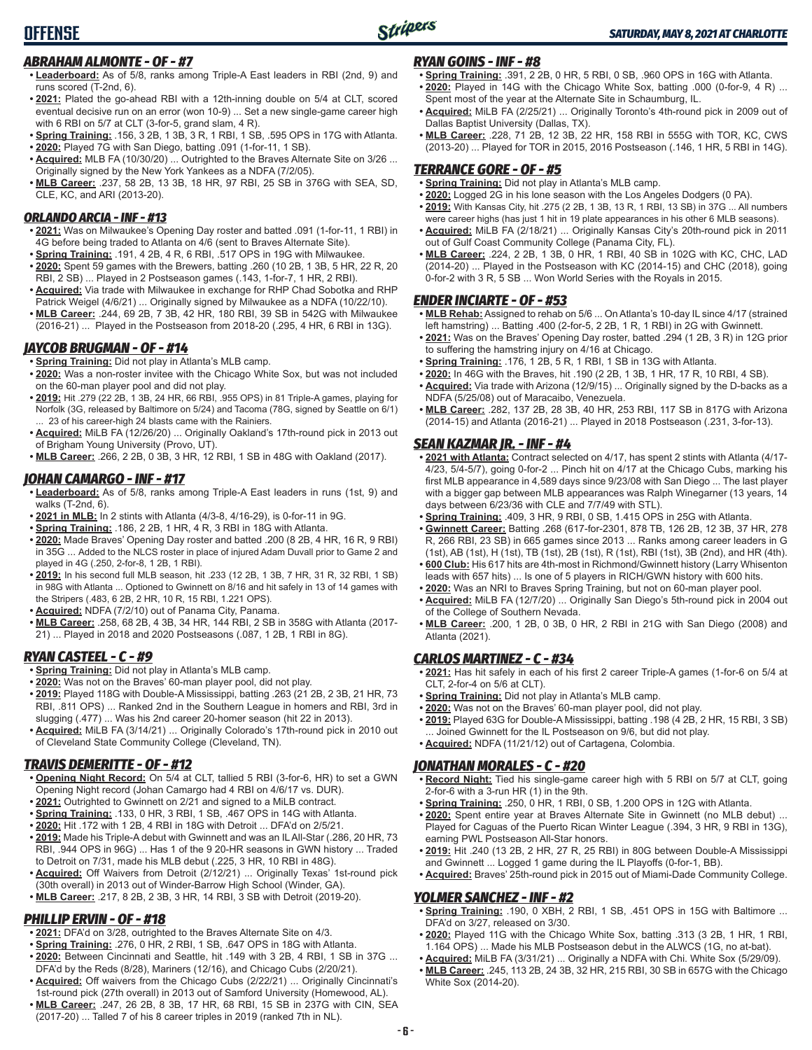# OFFENSE

### ABRAHAM ALMONTE - OF - #7

- **Leaderboard:** As of 5/8, ranks among Triple-A East leaders in RBI (2nd, 9) and runs scored (T-2nd, 6).
- **2021:** Plated the go-ahead RBI with a 12th-inning double on 5/4 at CLT, scored eventual decisive run on an error (won 10-9) ... Set a new single-game career high with 6 RBI on 5/7 at CLT (3-for-5, grand slam, 4 R).
- **Spring Training:** .156, 3 2B, 1 3B, 3 R, 1 RBI, 1 SB, .595 OPS in 17G with Atlanta.
- **2020:** Played 7G with San Diego, batting .091 (1-for-11, 1 SB).
- **Acquired:** MLB FA (10/30/20) ... Outrighted to the Braves Alternate Site on 3/26 ... Originally signed by the New York Yankees as a NDFA (7/2/05).
- **MLB Career:** .237, 58 2B, 13 3B, 18 HR, 97 RBI, 25 SB in 376G with SEA, SD, CLE, KC, and ARI (2013-20).

### ORLANDO ARCIA - INF - #13

- **2021:** Was on Milwaukee's Opening Day roster and batted .091 (1-for-11, 1 RBI) in 4G before being traded to Atlanta on 4/6 (sent to Braves Alternate Site).
- **Spring Training:** .191, 4 2B, 4 R, 6 RBI, .517 OPS in 19G with Milwaukee.
- **2020:** Spent 59 games with the Brewers, batting .260 (10 2B, 1 3B, 5 HR, 22 R, 20 RBI, 2 SB) ... Played in 2 Postseason games (.143, 1-for-7, 1 HR, 2 RBI).
- **Acquired:** Via trade with Milwaukee in exchange for RHP Chad Sobotka and RHP Patrick Weigel (4/6/21) ... Originally signed by Milwaukee as a NDFA (10/22/10).
- **MLB Career:** .244, 69 2B, 7 3B, 42 HR, 180 RBI, 39 SB in 542G with Milwaukee (2016-21) ... Played in the Postseason from 2018-20 (.295, 4 HR, 6 RBI in 13G).

### JAYCOB BRUGMAN - OF - #14

- **Spring Training:** Did not play in Atlanta's MLB camp.
- **2020:** Was a non-roster invitee with the Chicago White Sox, but was not included on the 60-man player pool and did not play.
- **2019:** Hit .279 (22 2B, 1 3B, 24 HR, 66 RBI, .955 OPS) in 81 Triple-A games, playing for Norfolk (3G, released by Baltimore on 5/24) and Tacoma (78G, signed by Seattle on 6/1) ... 23 of his career-high 24 blasts came with the Rainiers.
- **Acquired:** MiLB FA (12/26/20) ... Originally Oakland's 17th-round pick in 2013 out of Brigham Young University (Provo, UT).
- **MLB Career:** .266, 2 2B, 0 3B, 3 HR, 12 RBI, 1 SB in 48G with Oakland (2017).

### JOHAN CAMARGO - INF - #17

- **Leaderboard:** As of 5/8, ranks among Triple-A East leaders in runs (1st, 9) and walks (T-2nd, 6).
- **2021 in MLB:** In 2 stints with Atlanta (4/3-8, 4/16-29), is 0-for-11 in 9G.
- **Spring Training:** .186, 2 2B, 1 HR, 4 R, 3 RBI in 18G with Atlanta.
- **2020:** Made Braves' Opening Day roster and batted .200 (8 2B, 4 HR, 16 R, 9 RBI) in 35G ... Added to the NLCS roster in place of injured Adam Duvall prior to Game 2 and played in 4G (.250, 2-for-8, 1 2B, 1 RBI).
- **2019:** In his second full MLB season, hit .233 (12 2B, 1 3B, 7 HR, 31 R, 32 RBI, 1 SB) in 98G with Atlanta ... Optioned to Gwinnett on 8/16 and hit safely in 13 of 14 games with the Stripers (.483, 6 2B, 2 HR, 10 R, 15 RBI, 1.221 OPS).
- **Acquired:** NDFA (7/2/10) out of Panama City, Panama.
- **MLB Career:** .258, 68 2B, 4 3B, 34 HR, 144 RBI, 2 SB in 358G with Atlanta (2017-21) ... Played in 2018 and 2020 Postseasons (.087, 1 2B, 1 RBI in 8G).

### RYAN CASTEEL - C - #9

- **Spring Training:** Did not play in Atlanta's MLB camp.
- **2020:** Was not on the Braves' 60-man player pool, did not play.
- **2019:** Played 118G with Double-A Mississippi, batting .263 (21 2B, 2 3B, 21 HR, 73 RBI, .811 OPS) ... Ranked 2nd in the Southern League in homers and RBI, 3rd in slugging (.477) ... Was his 2nd career 20-homer season (hit 22 in 2013).
- **Acquired:** MiLB FA (3/14/21) ... Originally Colorado's 17th-round pick in 2010 out of Cleveland State Community College (Cleveland, TN).

### TRAVIS DEMERITTE - OF - #12

- **Opening Night Record:** On 5/4 at CLT, tallied 5 RBI (3-for-6, HR) to set a GWN Opening Night record (Johan Camargo had 4 RBI on 4/6/17 vs. DUR).
- **2021:** Outrighted to Gwinnett on 2/21 and signed to a MiLB contract.
- **Spring Training:** .133, 0 HR, 3 RBI, 1 SB, .467 OPS in 14G with Atlanta.
- **2020:** Hit .172 with 1 2B, 4 RBI in 18G with Detroit ... DFA'd on 2/5/21.
- **2019:** Made his Triple-A debut with Gwinnett and was an IL All-Star (.286, 20 HR, 73 RBI, .944 OPS in 96G) ... Has 1 of the 9 20-HR seasons in GWN history ... Traded to Detroit on 7/31, made his MLB debut (.225, 3 HR, 10 RBI in 48G).
- **Acquired:** Off Waivers from Detroit (2/12/21) ... Originally Texas' 1st-round pick (30th overall) in 2013 out of Winder-Barrow High School (Winder, GA).
- **MLB Career:** .217, 8 2B, 2 3B, 3 HR, 14 RBI, 3 SB with Detroit (2019-20).

### PHILLIP ERVIN - OF - #18

- **2021:** DFA'd on 3/28, outrighted to the Braves Alternate Site on 4/3.
- **Spring Training:** .276, 0 HR, 2 RBI, 1 SB, .647 OPS in 18G with Atlanta.
- **2020:** Between Cincinnati and Seattle, hit .149 with 3 2B, 4 RBI, 1 SB in 37G ... DFA'd by the Reds (8/28), Mariners (12/16), and Chicago Cubs (2/20/21).
- **Acquired:** Off waivers from the Chicago Cubs (2/22/21) ... Originally Cincinnati's 1st-round pick (27th overall) in 2013 out of Samford University (Homewood, AL).
- **MLB Career:** .247, 26 2B, 8 3B, 17 HR, 68 RBI, 15 SB in 237G with CIN, SEA (2017-20) ... Talled 7 of his 8 career triples in 2019 (ranked 7th in NL).

### RYAN GOINS - INF - #8

- **Spring Training:** .391, 2 2B, 0 HR, 5 RBI, 0 SB, .960 OPS in 16G with Atlanta.
- **2020:** Played in 14G with the Chicago White Sox, batting .000 (0-for-9, 4 R) ... Spent most of the year at the Alternate Site in Schaumburg, IL.
- **Acquired:** MiLB FA (2/25/21) ... Originally Toronto's 4th-round pick in 2009 out of Dallas Baptist University (Dallas, TX).
- **MLB Career:** .228, 71 2B, 12 3B, 22 HR, 158 RBI in 555G with TOR, KC, CWS (2013-20) ... Played for TOR in 2015, 2016 Postseason (.146, 1 HR, 5 RBI in 14G).

### TERRANCE GORE - OF - #5

- **Spring Training:** Did not play in Atlanta's MLB camp.
- **2020:** Logged 2G in his lone season with the Los Angeles Dodgers (0 PA).
- **2019:** With Kansas City, hit .275 (2 2B, 1 3B, 13 R, 1 RBI, 13 SB) in 37G ... All numbers were career highs (has just 1 hit in 19 plate appearances in his other 6 MLB seasons).
- **Acquired:** MiLB FA (2/18/21) ... Originally Kansas City's 20th-round pick in 2011 out of Gulf Coast Community College (Panama City, FL).
- **MLB Career:** .224, 2 2B, 1 3B, 0 HR, 1 RBI, 40 SB in 102G with KC, CHC, LAD (2014-20) ... Played in the Postseason with KC (2014-15) and CHC (2018), going 0-for-3 with 3 R, 5 SB ... Won World Series with the Royals in 2015.

### ENDER INCIARTE - OF - #53

- **MLB Rehab:** Assigned to rehab on 5/6 ... On Atlanta's 10-day IL since 4/17 (strained left hamstring) ... Batting .400 (2-for-5, 2 2B, 1 R, 1 RBI) in 2G with Gwinnett.
- **2021:** Was on the Braves' Opening Day roster, batted .294 (1 2B, 3 R) in 12G prior to suffering the hamstring injury on 4/16 at Chicago.
- **Spring Training:** .176, 1 2B, 5 R, 1 RBI, 1 SB in 13G with Atlanta.
- **2020:** In 46G with the Braves, hit .190 (2 2B, 1 3B, 1 HR, 17 R, 10 RBI, 4 SB).
- **Acquired:** Via trade with Arizona (12/9/15) ... Originally signed by the D-backs as a NDFA (5/25/08) out of Maracaibo, Venezuela.
- **MLB Career:** .282, 137 2B, 28 3B, 40 HR, 253 RBI, 117 SB in 817G with Arizona (2014-15) and Atlanta (2016-21) ... Played in 2018 Postseason (.231, 3-for-13).

### SEAN KAZMAR JR. - INF - #4

- **2021 with Atlanta:** Contract selected on 4/17, has spent 2 stints with Atlanta (4/17-4/23, 5/4-5/7), going 0-for-2 ... Pinch hit on 4/17 at the Chicago Cubs, marking his first MLB appearance in 4,589 days since 9/23/08 with San Diego ... The last player with a bigger gap between MLB appearances was Ralph Winegarner (13 years, 14 days between 6/23/36 with CLE and 7/7/49 with STL).
- **Spring Training:** .409, 3 HR, 9 RBI, 0 SB, 1.415 OPS in 25G with Atlanta.
- **Gwinnett Career:** Batting .268 (617-for-2301, 878 TB, 126 2B, 12 3B, 37 HR, 278 R, 266 RBI, 23 SB) in 665 games since 2013 ... Ranks among career leaders in G (1st), AB (1st), H (1st), TB (1st), 2B (1st), R (1st), RBI (1st), 3B (2nd), and HR (4th).
- **600 Club:** His 617 hits are 4th-most in Richmond/Gwinnett history (Larry Whisenton leads with 657 hits) ... Is one of 5 players in RICH/GWN history with 600 hits.
- **2020:** Was an NRI to Braves Spring Training, but not on 60-man player pool.
- **Acquired:** MiLB FA (12/7/20) ... Originally San Diego's 5th-round pick in 2004 out of the College of Southern Nevada.
- **MLB Career:** .200, 1 2B, 0 3B, 0 HR, 2 RBI in 21G with San Diego (2008) and Atlanta (2021).

### CARLOS MARTINEZ - C - #34

- **2021:** Has hit safely in each of his first 2 career Triple-A games (1-for-6 on 5/4 at CLT, 2-for-4 on 5/6 at CLT).
- **Spring Training:** Did not play in Atlanta's MLB camp.
- **2020:** Was not on the Braves' 60-man player pool, did not play.
- **2019:** Played 63G for Double-A Mississippi, batting .198 (4 2B, 2 HR, 15 RBI, 3 SB) ... Joined Gwinnett for the IL Postseason on 9/6, but did not play.
- **Acquired:** NDFA (11/21/12) out of Cartagena, Colombia.

### JONATHAN MORALES - C - #20

- **Record Night:** Tied his single-game career high with 5 RBI on 5/7 at CLT, going 2-for-6 with a 3-run HR (1) in the 9th.
- **Spring Training:** .250, 0 HR, 1 RBI, 0 SB, 1.200 OPS in 12G with Atlanta.
- **2020:** Spent entire year at Braves Alternate Site in Gwinnett (no MLB debut) ... Played for Caguas of the Puerto Rican Winter League (.394, 3 HR, 9 RBI in 13G), earning PWL Postseason All-Star honors.
- **2019:** Hit .240 (13 2B, 2 HR, 27 R, 25 RBI) in 80G between Double-A Mississippi and Gwinnett ... Logged 1 game during the IL Playoffs (0-for-1, BB).
- **Acquired:** Braves' 25th-round pick in 2015 out of Miami-Dade Community College.

### YOLMER SANCHEZ - INF - #2

- **Spring Training:** .190, 0 XBH, 2 RBI, 1 SB, .451 OPS in 15G with Baltimore ... DFA'd on 3/27, released on 3/30.
- **2020:** Played 11G with the Chicago White Sox, batting .313 (3 2B, 1 HR, 1 RBI, 1.164 OPS) ... Made his MLB Postseason debut in the ALWCS (1G, no at-bat).
- **Acquired:** MiLB FA (3/31/21) ... Originally a NDFA with Chi. White Sox (5/29/09).
- **MLB Career:** .245, 113 2B, 24 3B, 32 HR, 215 RBI, 30 SB in 657G with the Chicago White Sox (2014-20).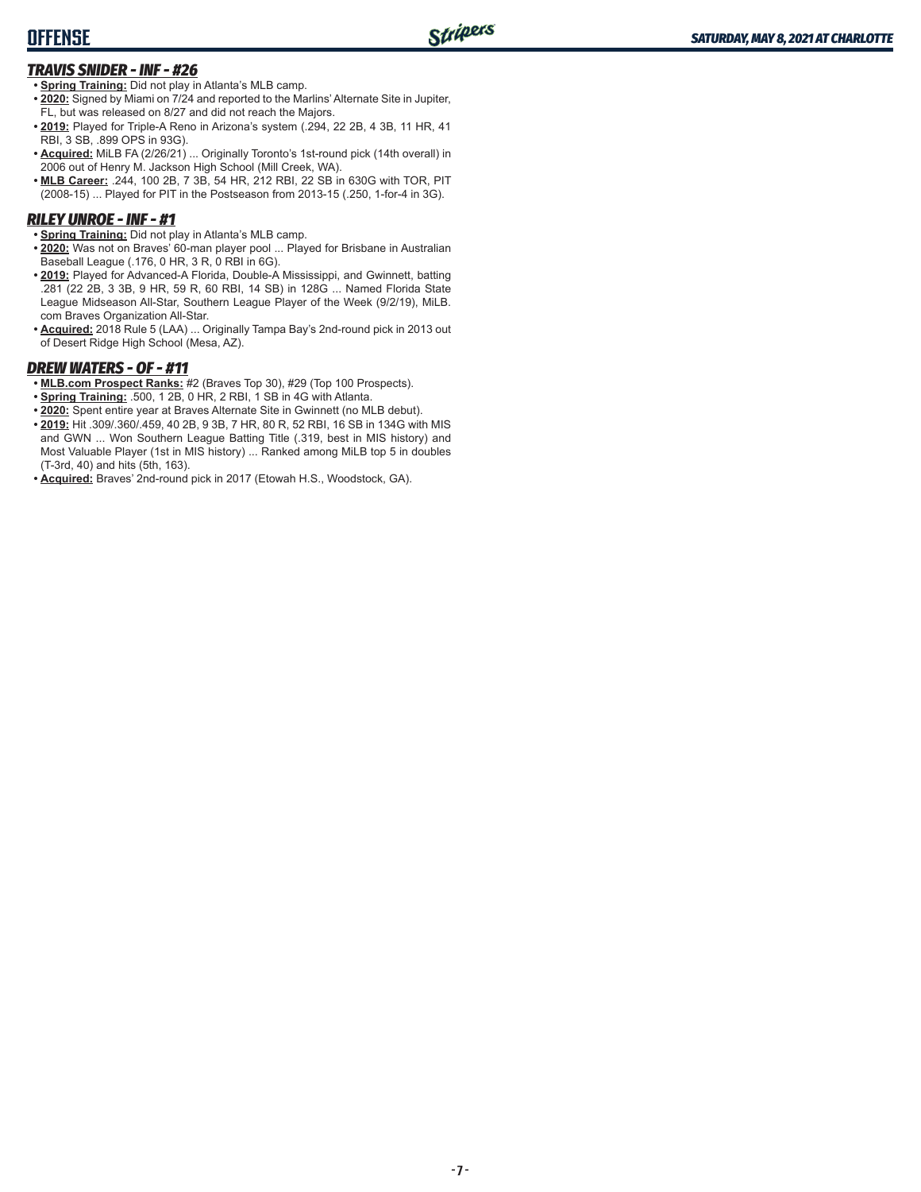## OFFENSE

### *TRAVIS SNIDER - INF - #26*

- **Spring Training:** Did not play in Atlanta's MLB camp.
- **2020:** Signed by Miami on 7/24 and reported to the Marlins' Alternate Site in Jupiter, FL, but was released on 8/27 and did not reach the Majors.
- **2019:** Played for Triple-A Reno in Arizona's system (.294, 22 2B, 4 3B, 11 HR, 41 RBI, 3 SB, .899 OPS in 93G).
- **Acquired:** MiLB FA (2/26/21) ... Originally Toronto's 1st-round pick (14th overall) in 2006 out of Henry M. Jackson High School (Mill Creek, WA).
- **MLB Career:** .244, 100 2B, 7 3B, 54 HR, 212 RBI, 22 SB in 630G with TOR, PIT (2008-15) ... Played for PIT in the Postseason from 2013-15 (.250, 1-for-4 in 3G).

### *RILEY UNROE - INF - #1*

- **Spring Training:** Did not play in Atlanta's MLB camp.
- **2020:** Was not on Braves' 60-man player pool ... Played for Brisbane in Australian Baseball League (.176, 0 HR, 3 R, 0 RBI in 6G).
- **2019:** Played for Advanced-A Florida, Double-A Mississippi, and Gwinnett, batting .281 (22 2B, 3 3B, 9 HR, 59 R, 60 RBI, 14 SB) in 128G ... Named Florida State League Midseason All-Star, Southern League Player of the Week (9/2/19), MiLB.com Braves Organization All-Star.
- **Acquired:** 2018 Rule 5 (LAA) ... Originally Tampa Bay's 2nd-round pick in 2013 out of Desert Ridge High School (Mesa, AZ).

### *DREW WATERS - OF - #11*

- **MLB.com Prospect Ranks:** #2 (Braves Top 30), #29 (Top 100 Prospects).
- **Spring Training:** .500, 1 2B, 0 HR, 2 RBI, 1 SB in 4G with Atlanta.
- **2020:** Spent entire year at Braves Alternate Site in Gwinnett (no MLB debut).
- **2019:** Hit .309/.360/.459, 40 2B, 9 3B, 7 HR, 80 R, 52 RBI, 16 SB in 134G with MIS and GWN ... Won Southern League Batting Title (.319, best in MIS history) and Most Valuable Player (1st in MIS history) ... Ranked among MiLB top 5 in doubles (T-3rd, 40) and hits (5th, 163).
- **Acquired:** Braves' 2nd-round pick in 2017 (Etowah H.S., Woodstock, GA).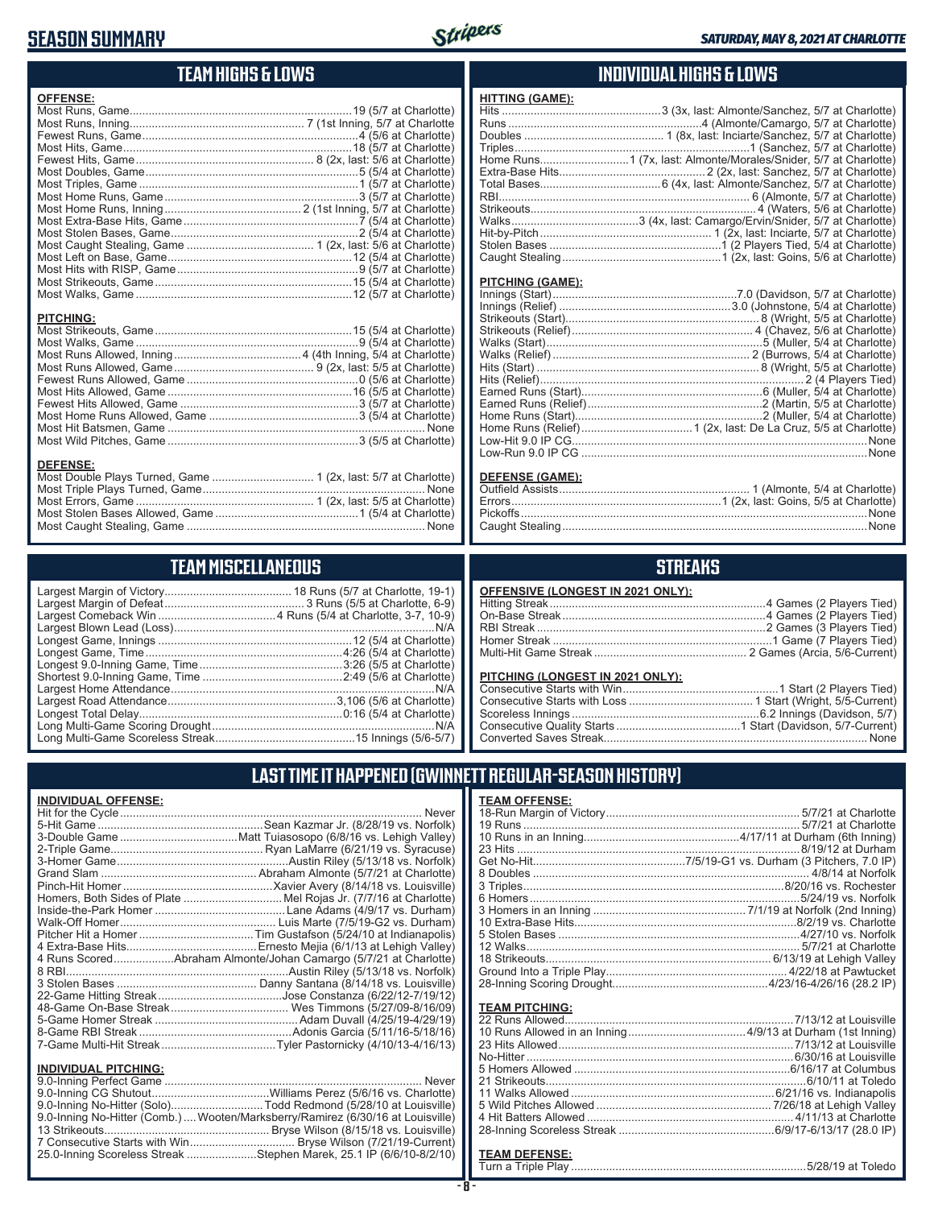# SEASON SUMMARY

*SATURDAY, MAY 8, 2021 AT CHARLOTTE*

## TEAM HIGHS & LOWS

**OFFENSE:**

| | |
|---|---|
| Most Runs, Game | 19 (5/7 at Charlotte) |
| Most Runs, Inning | 7 (1st Inning, 5/7 at Charlotte |
| Fewest Runs, Game | 4 (5/6 at Charlotte) |
| Most Hits, Game | 18 (5/7 at Charlotte) |
| Fewest Hits, Game | 8 (2x, last: 5/6 at Charlotte) |
| Most Doubles, Game | 5 (5/4 at Charlotte) |
| Most Triples, Game | 1 (5/7 at Charlotte) |
| Most Home Runs, Game | 3 (5/7 at Charlotte) |
| Most Home Runs, Inning | 2 (1st Inning, 5/7 at Charlotte) |
| Most Extra-Base Hits, Game | 7 (5/4 at Charlotte) |
| Most Stolen Bases, Game | 2 (5/4 at Charlotte) |
| Most Caught Stealing, Game | 1 (2x, last: 5/6 at Charlotte) |
| Most Left on Base, Game | 12 (5/4 at Charlotte) |
| Most Hits with RISP, Game | 9 (5/7 at Charlotte) |
| Most Strikeouts, Game | 15 (5/4 at Charlotte) |
| Most Walks, Game | 12 (5/7 at Charlotte) |

**PITCHING:**

| | |
|---|---|
| Most Strikeouts, Game | 15 (5/4 at Charlotte) |
| Most Walks, Game | 9 (5/4 at Charlotte) |
| Most Runs Allowed, Inning | 4 (4th Inning, 5/4 at Charlotte) |
| Most Runs Allowed, Game | 9 (2x, last: 5/5 at Charlotte) |
| Fewest Runs Allowed, Game | 0 (5/6 at Charlotte) |
| Most Hits Allowed, Game | 16 (5/5 at Charlotte) |
| Fewest Hits Allowed, Game | 3 (5/7 at Charlotte) |
| Most Home Runs Allowed, Game | 3 (5/4 at Charlotte) |
| Most Hit Batsmen, Game | None |
| Most Wild Pitches, Game | 3 (5/5 at Charlotte) |

**DEFENSE:**

| | |
|---|---|
| Most Double Plays Turned, Game | 1 (2x, last: 5/7 at Charlotte) |
| Most Triple Plays Turned, Game | None |
| Most Errors, Game | 1 (2x, last: 5/5 at Charlotte) |
| Most Stolen Bases Allowed, Game | 1 (5/4 at Charlotte) |
| Most Caught Stealing, Game | None |

## INDIVIDUAL HIGHS & LOWS

**HITTING (GAME):**

| | |
|---|---|
| Hits | 3 (3x, last: Almonte/Sanchez, 5/7 at Charlotte) |
| Runs | 4 (Almonte/Camargo, 5/7 at Charlotte) |
| Doubles | 1 (8x, last: Inciarte/Sanchez, 5/7 at Charlotte) |
| Triples | 1 (Sanchez, 5/7 at Charlotte) |
| Home Runs | 1 (7x, last: Almonte/Morales/Snider, 5/7 at Charlotte) |
| Extra-Base Hits | 2 (2x, last: Sanchez, 5/7 at Charlotte) |
| Total Bases | 6 (4x, last: Almonte/Sanchez, 5/7 at Charlotte) |
| RBI | 6 (Almonte, 5/7 at Charlotte) |
| Strikeouts | 4 (Waters, 5/6 at Charlotte) |
| Walks | 3 (4x, last: Camargo/Ervin/Snider, 5/7 at Charlotte) |
| Hit-by-Pitch | 1 (2x, last: Inciarte, 5/7 at Charlotte) |
| Stolen Bases | 1 (2 Players Tied, 5/4 at Charlotte) |
| Caught Stealing | 1 (2x, last: Goins, 5/6 at Charlotte) |

**PITCHING (GAME):**

| | |
|---|---|
| Innings (Start) | 7.0 (Davidson, 5/7 at Charlotte) |
| Innings (Relief) | 3.0 (Johnstone, 5/4 at Charlotte) |
| Strikeouts (Start) | 8 (Wright, 5/5 at Charlotte) |
| Strikeouts (Relief) | 4 (Chavez, 5/6 at Charlotte) |
| Walks (Start) | 5 (Muller, 5/4 at Charlotte) |
| Walks (Relief) | 2 (Burrows, 5/4 at Charlotte) |
| Hits (Start) | 8 (Wright, 5/5 at Charlotte) |
| Hits (Relief) | 2 (4 Players Tied) |
| Earned Runs (Start) | 6 (Muller, 5/4 at Charlotte) |
| Earned Runs (Relief) | 2 (Martin, 5/5 at Charlotte) |
| Home Runs (Start) | 2 (Muller, 5/4 at Charlotte) |
| Home Runs (Relief) | 1 (2x, last: De La Cruz, 5/5 at Charlotte) |
| Low-Hit 9.0 IP CG | None |
| Low-Run 9.0 IP CG | None |

**DEFENSE (GAME):**

| | |
|---|---|
| Outfield Assists | 1 (Almonte, 5/4 at Charlotte) |
| Errors | 1 (2x, last: Goins, 5/5 at Charlotte) |
| Pickoffs | None |
| Caught Stealing | None |

## TEAM MISCELLANEOUS

| | |
|---|---|
| Largest Margin of Victory | 18 Runs (5/7 at Charlotte, 19-1) |
| Largest Margin of Defeat | 3 Runs (5/5 at Charlotte, 6-9) |
| Largest Comeback Win | 4 Runs (5/4 at Charlotte, 3-7, 10-9) |
| Largest Blown Lead (Loss) | N/A |
| Longest Game, Innings | 12 (5/4 at Charlotte) |
| Longest Game, Time | 4:26 (5/4 at Charlotte) |
| Longest 9.0-Inning Game, Time | 3:26 (5/5 at Charlotte) |
| Shortest 9.0-Inning Game, Time | 2:49 (5/6 at Charlotte) |
| Largest Home Attendance | N/A |
| Largest Road Attendance | 3,106 (5/6 at Charlotte) |
| Longest Total Delay | 0:16 (5/4 at Charlotte) |
| Long Multi-Game Scoring Drought | N/A |
| Long Multi-Game Scoreless Streak | 15 Innings (5/6-5/7) |

## STREAKS

**OFFENSIVE (LONGEST IN 2021 ONLY):**

| | |
|---|---|
| Hitting Streak | 4 Games (2 Players Tied) |
| On-Base Streak | 4 Games (2 Players Tied) |
| RBI Streak | 2 Games (3 Players Tied) |
| Homer Streak | 1 Game (7 Players Tied) |
| Multi-Hit Game Streak | 2 Games (Arcia, 5/6-Current) |

**PITCHING (LONGEST IN 2021 ONLY):**

| | |
|---|---|
| Consecutive Starts with Win | 1 Start (2 Players Tied) |
| Consecutive Starts with Loss | 1 Start (Wright, 5/5-Current) |
| Scoreless Innings | 6.2 Innings (Davidson, 5/7) |
| Consecutive Quality Starts | 1 Start (Davidson, 5/7-Current) |
| Converted Saves Streak | None |

## LAST TIME IT HAPPENED (GWINNETT REGULAR-SEASON HISTORY)

**INDIVIDUAL OFFENSE:**

| | |
|---|---|
| Hit for the Cycle | Never |
| 5-Hit Game | Sean Kazmar Jr. (8/28/19 vs. Norfolk) |
| 3-Double Game | Matt Tuiasosopo (6/8/16 vs. Lehigh Valley) |
| 2-Triple Game | Ryan LaMarre (6/21/19 vs. Syracuse) |
| 3-Homer Game | Austin Riley (5/13/18 vs. Norfolk) |
| Grand Slam | Abraham Almonte (5/7/21 at Charlotte) |
| Pinch-Hit Homer | Xavier Avery (8/14/18 vs. Louisville) |
| Homers, Both Sides of Plate | Mel Rojas Jr. (7/7/16 at Charlotte) |
| Inside-the-Park Homer | Lane Adams (4/9/17 vs. Durham) |
| Walk-Off Homer | Luis Marte (7/5/19-G2 vs. Durham) |
| Pitcher Hit a Homer | Tim Gustafson (5/24/10 at Indianapolis) |
| 4 Extra-Base Hits | Ernesto Mejia (6/1/13 at Lehigh Valley) |
| 4 Runs Scored | Abraham Almonte/Johan Camargo (5/7/21 at Charlotte) |
| 8 RBI | Austin Riley (5/13/18 vs. Norfolk) |
| 3 Stolen Bases | Danny Santana (8/14/18 vs. Louisville) |
| 22-Game Hitting Streak | Jose Constanza (6/22/12-7/19/12) |
| 48-Game On-Base Streak | Wes Timmons (5/27/09-8/16/09) |
| 5-Game Homer Streak | Adam Duvall (4/25/19-4/29/19) |
| 8-Game RBI Streak | Adonis Garcia (5/11/16-5/18/16) |
| 7-Game Multi-Hit Streak | Tyler Pastornicky (4/10/13-4/16/13) |

**INDIVIDUAL PITCHING:**

| | |
|---|---|
| 9.0-Inning Perfect Game | Never |
| 9.0-Inning CG Shutout | Williams Perez (5/6/16 vs. Charlotte) |
| 9.0-Inning No-Hitter (Solo) | Todd Redmond (5/28/10 at Louisville) |
| 9.0-Inning No-Hitter (Comb.) | Wooten/Marksberry/Ramirez (6/30/16 at Louisville) |
| 13 Strikeouts | Bryse Wilson (8/15/18 vs. Louisville) |
| 7 Consecutive Starts with Win | Bryse Wilson (7/21/19-Current) |
| 25.0-Inning Scoreless Streak | Stephen Marek, 25.1 IP (6/6/10-8/2/10) |

**TEAM OFFENSE:**

| | |
|---|---|
| 18-Run Margin of Victory | 5/7/21 at Charlotte |
| 19 Runs | 5/7/21 at Charlotte |
| 10 Runs in an Inning | 4/17/11 at Durham (6th Inning) |
| 23 Hits | 8/19/12 at Durham |
| Get No-Hit | 7/5/19-G1 vs. Durham (3 Pitchers, 7.0 IP) |
| 8 Doubles | 4/8/14 at Norfolk |
| 3 Triples | 8/20/16 vs. Rochester |
| 6 Homers | 5/24/19 vs. Norfolk |
| 3 Homers in an Inning | 7/1/19 at Norfolk (2nd Inning) |
| 10 Extra-Base Hits | 8/2/19 vs. Charlotte |
| 5 Stolen Bases | 4/27/10 vs. Norfolk |
| 12 Walks | 5/7/21 at Charlotte |
| 18 Strikeouts | 6/13/19 at Lehigh Valley |
| Ground Into a Triple Play | 4/22/18 at Pawtucket |
| 28-Inning Scoring Drought | 4/23/16-4/26/16 (28.2 IP) |

**TEAM PITCHING:**

| | |
|---|---|
| 22 Runs Allowed | 7/13/12 at Louisville |
| 10 Runs Allowed in an Inning | 4/9/13 at Durham (1st Inning) |
| 23 Hits Allowed | 7/13/12 at Louisville |
| No-Hitter | 6/30/16 at Louisville |
| 5 Homers Allowed | 6/16/17 at Columbus |
| 21 Strikeouts | 6/10/11 at Toledo |
| 11 Walks Allowed | 6/21/16 vs. Indianapolis |
| 5 Wild Pitches Allowed | 7/26/18 at Lehigh Valley |
| 4 Hit Batters Allowed | 4/11/13 at Charlotte |
| 28-Inning Scoreless Streak | 6/9/17-6/13/17 (28.0 IP) |

**TEAM DEFENSE:**

| | |
|---|---|
| Turn a Triple Play | 5/28/19 at Toledo |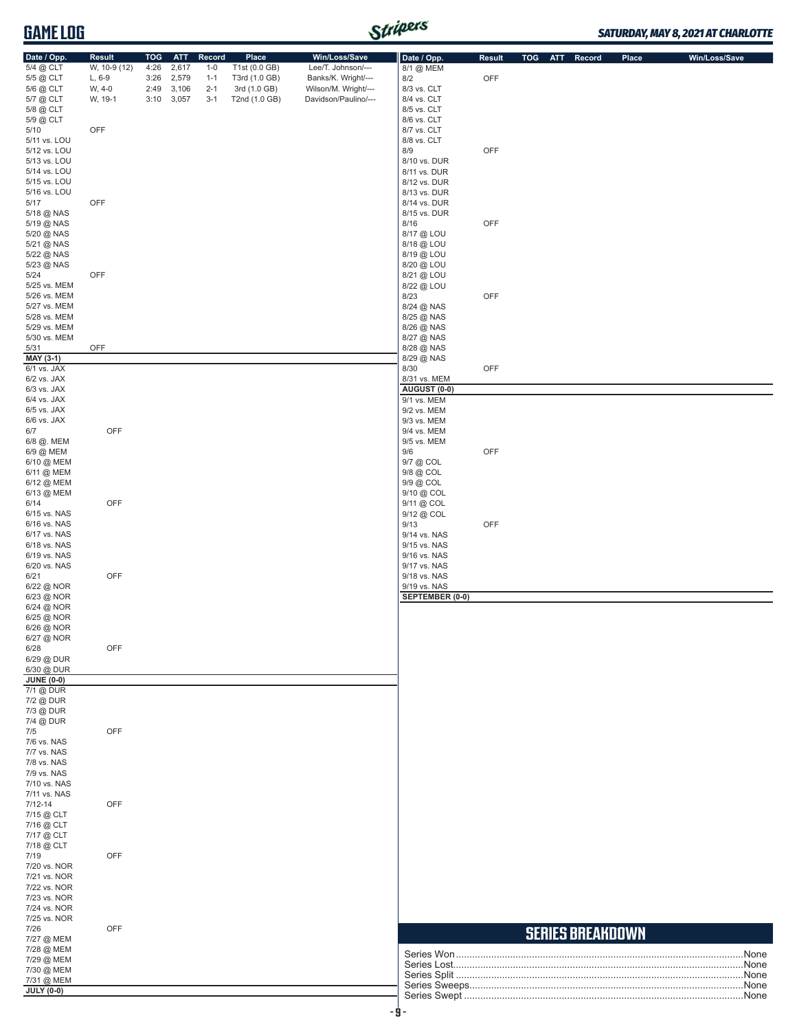## GAME LOG

| Date / Opp. | Result | TOG | ATT | Record | Place | Win/Loss/Save |
|---|---|---|---|---|---|---|
| 5/4 @ CLT | W, 10-9 (12) | 4:26 | 2,617 | 1-0 | T1st (0.0 GB) | Lee/T. Johnson/--- |
| 5/5 @ CLT | L, 6-9 | 3:26 | 2,579 | 1-1 | T3rd (1.0 GB) | Banks/K. Wright/--- |
| 5/6 @ CLT | W, 4-0 | 2:49 | 3,106 | 2-1 | 3rd (1.0 GB) | Wilson/M. Wright/--- |
| 5/7 @ CLT | W, 19-1 | 3:10 | 3,057 | 3-1 | T2nd (1.0 GB) | Davidson/Paulino/--- |
| 5/8 @ CLT | | | | | | |
| 5/9 @ CLT | | | | | | |
| 5/10 | OFF | | | | | |
| 5/11 vs. LOU | | | | | | |
| 5/12 vs. LOU | | | | | | |
| 5/13 vs. LOU | | | | | | |
| 5/14 vs. LOU | | | | | | |
| 5/15 vs. LOU | | | | | | |
| 5/16 vs. LOU | | | | | | |
| 5/17 | OFF | | | | | |
| 5/18 @ NAS | | | | | | |
| 5/19 @ NAS | | | | | | |
| 5/20 @ NAS | | | | | | |
| 5/21 @ NAS | | | | | | |
| 5/22 @ NAS | | | | | | |
| 5/23 @ NAS | | | | | | |
| 5/24 | OFF | | | | | |
| 5/25 vs. MEM | | | | | | |
| 5/26 vs. MEM | | | | | | |
| 5/27 vs. MEM | | | | | | |
| 5/28 vs. MEM | | | | | | |
| 5/29 vs. MEM | | | | | | |
| 5/30 vs. MEM | | | | | | |
| 5/31 | OFF | | | | | |
| **MAY (3-1)** | | | | | | |
| 6/1 vs. JAX | | | | | | |
| 6/2 vs. JAX | | | | | | |
| 6/3 vs. JAX | | | | | | |
| 6/4 vs. JAX | | | | | | |
| 6/5 vs. JAX | | | | | | |
| 6/6 vs. JAX | | | | | | |
| 6/7 | OFF | | | | | |
| 6/8 @. MEM | | | | | | |
| 6/9 @ MEM | | | | | | |
| 6/10 @ MEM | | | | | | |
| 6/11 @ MEM | | | | | | |
| 6/12 @ MEM | | | | | | |
| 6/13 @ MEM | | | | | | |
| 6/14 | OFF | | | | | |
| 6/15 vs. NAS | | | | | | |
| 6/16 vs. NAS | | | | | | |
| 6/17 vs. NAS | | | | | | |
| 6/18 vs. NAS | | | | | | |
| 6/19 vs. NAS | | | | | | |
| 6/20 vs. NAS | | | | | | |
| 6/21 | OFF | | | | | |
| 6/22 @ NOR | | | | | | |
| 6/23 @ NOR | | | | | | |
| 6/24 @ NOR | | | | | | |
| 6/25 @ NOR | | | | | | |
| 6/26 @ NOR | | | | | | |
| 6/27 @ NOR | | | | | | |
| 6/28 | OFF | | | | | |
| 6/29 @ DUR | | | | | | |
| 6/30 @ DUR | | | | | | |
| **JUNE (0-0)** | | | | | | |
| 7/1 @ DUR | | | | | | |
| 7/2 @ DUR | | | | | | |
| 7/3 @ DUR | | | | | | |
| 7/4 @ DUR | | | | | | |
| 7/5 | OFF | | | | | |
| 7/6 vs. NAS | | | | | | |
| 7/7 vs. NAS | | | | | | |
| 7/8 vs. NAS | | | | | | |
| 7/9 vs. NAS | | | | | | |
| 7/10 vs. NAS | | | | | | |
| 7/11 vs. NAS | | | | | | |
| 7/12-14 | OFF | | | | | |
| 7/15 @ CLT | | | | | | |
| 7/16 @ CLT | | | | | | |
| 7/17 @ CLT | | | | | | |
| 7/18 @ CLT | | | | | | |
| 7/19 | OFF | | | | | |
| 7/20 vs. NOR | | | | | | |
| 7/21 vs. NOR | | | | | | |
| 7/22 vs. NOR | | | | | | |
| 7/23 vs. NOR | | | | | | |
| 7/24 vs. NOR | | | | | | |
| 7/25 vs. NOR | | | | | | |
| 7/26 | OFF | | | | | |
| 7/27 @ MEM | | | | | | |
| 7/28 @ MEM | | | | | | |
| 7/29 @ MEM | | | | | | |
| 7/30 @ MEM | | | | | | |
| 7/31 @ MEM | | | | | | |
| **JULY (0-0)** | | | | | | |

| Date / Opp. | Result | TOG | ATT | Record | Place | Win/Loss/Save |
|---|---|---|---|---|---|---|
| 8/1 @ MEM | | | | | | |
| 8/2 | OFF | | | | | |
| 8/3 vs. CLT | | | | | | |
| 8/4 vs. CLT | | | | | | |
| 8/5 vs. CLT | | | | | | |
| 8/6 vs. CLT | | | | | | |
| 8/7 vs. CLT | | | | | | |
| 8/8 vs. CLT | | | | | | |
| 8/9 | OFF | | | | | |
| 8/10 vs. DUR | | | | | | |
| 8/11 vs. DUR | | | | | | |
| 8/12 vs. DUR | | | | | | |
| 8/13 vs. DUR | | | | | | |
| 8/14 vs. DUR | | | | | | |
| 8/15 vs. DUR | | | | | | |
| 8/16 | OFF | | | | | |
| 8/17 @ LOU | | | | | | |
| 8/18 @ LOU | | | | | | |
| 8/19 @ LOU | | | | | | |
| 8/20 @ LOU | | | | | | |
| 8/21 @ LOU | | | | | | |
| 8/22 @ LOU | | | | | | |
| 8/23 | OFF | | | | | |
| 8/24 @ NAS | | | | | | |
| 8/25 @ NAS | | | | | | |
| 8/26 @ NAS | | | | | | |
| 8/27 @ NAS | | | | | | |
| 8/28 @ NAS | | | | | | |
| 8/29 @ NAS | | | | | | |
| 8/30 | OFF | | | | | |
| 8/31 vs. MEM | | | | | | |
| **AUGUST (0-0)** | | | | | | |
| 9/1 vs. MEM | | | | | | |
| 9/2 vs. MEM | | | | | | |
| 9/3 vs. MEM | | | | | | |
| 9/4 vs. MEM | | | | | | |
| 9/5 vs. MEM | | | | | | |
| 9/6 | OFF | | | | | |
| 9/7 @ COL | | | | | | |
| 9/8 @ COL | | | | | | |
| 9/9 @ COL | | | | | | |
| 9/10 @ COL | | | | | | |
| 9/11 @ COL | | | | | | |
| 9/12 @ COL | | | | | | |
| 9/13 | OFF | | | | | |
| 9/14 vs. NAS | | | | | | |
| 9/15 vs. NAS | | | | | | |
| 9/16 vs. NAS | | | | | | |
| 9/17 vs. NAS | | | | | | |
| 9/18 vs. NAS | | | | | | |
| 9/19 vs. NAS | | | | | | |
| **SEPTEMBER (0-0)** | | | | | | |

## SERIES BREAKDOWN

| | |
|---|---|
| Series Won | None |
| Series Lost | None |
| Series Split | None |
| Series Sweeps | None |
| Series Swept | None |